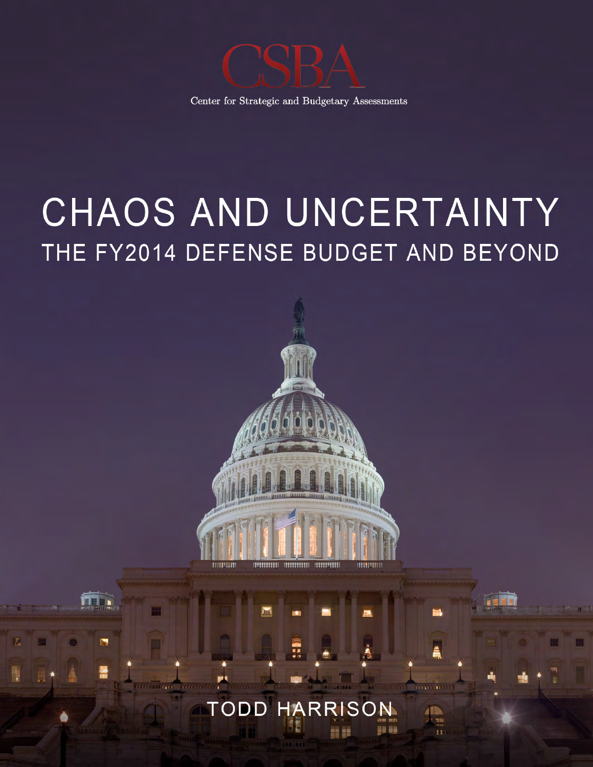CSBA

Center for Strategic and Budgetary Assessments

# CHAOS AND UNCERTAINTY

## THE FY2014 DEFENSE BUDGET AND BEYOND

TODD HARRISON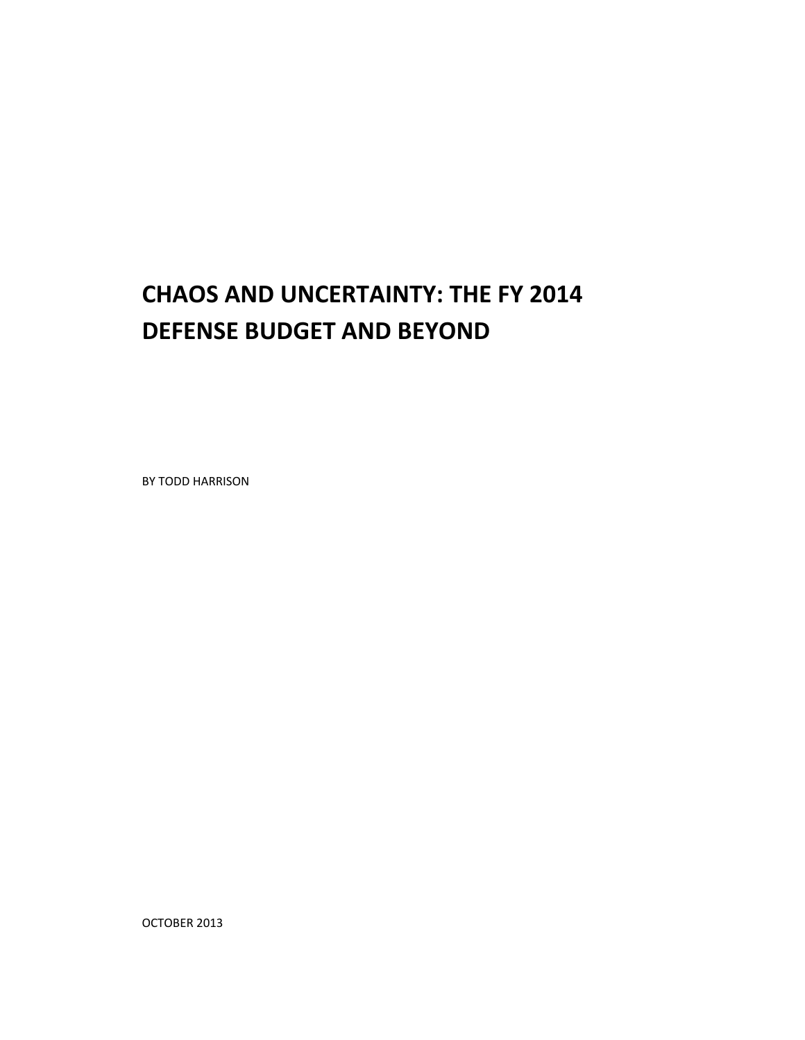# CHAOS AND UNCERTAINTY: THE FY 2014 DEFENSE BUDGET AND BEYOND

BY TODD HARRISON

OCTOBER 2013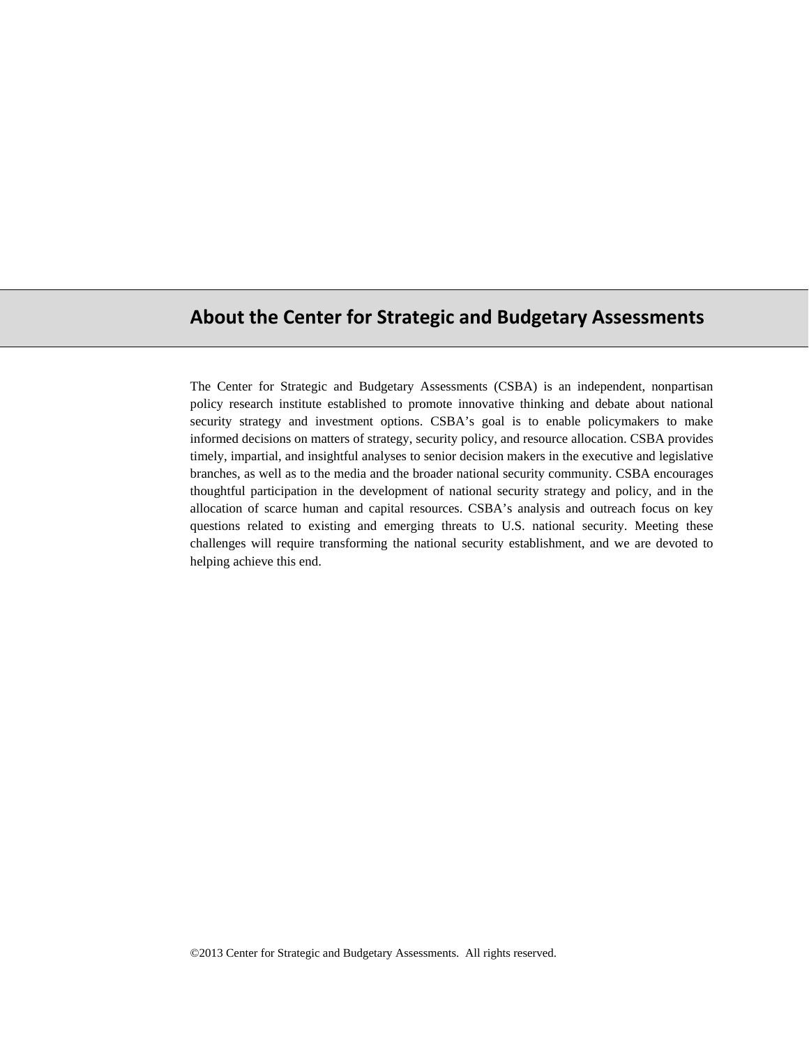## About the Center for Strategic and Budgetary Assessments

The Center for Strategic and Budgetary Assessments (CSBA) is an independent, nonpartisan policy research institute established to promote innovative thinking and debate about national security strategy and investment options. CSBA's goal is to enable policymakers to make informed decisions on matters of strategy, security policy, and resource allocation. CSBA provides timely, impartial, and insightful analyses to senior decision makers in the executive and legislative branches, as well as to the media and the broader national security community. CSBA encourages thoughtful participation in the development of national security strategy and policy, and in the allocation of scarce human and capital resources. CSBA's analysis and outreach focus on key questions related to existing and emerging threats to U.S. national security. Meeting these challenges will require transforming the national security establishment, and we are devoted to helping achieve this end.

©2013 Center for Strategic and Budgetary Assessments. All rights reserved.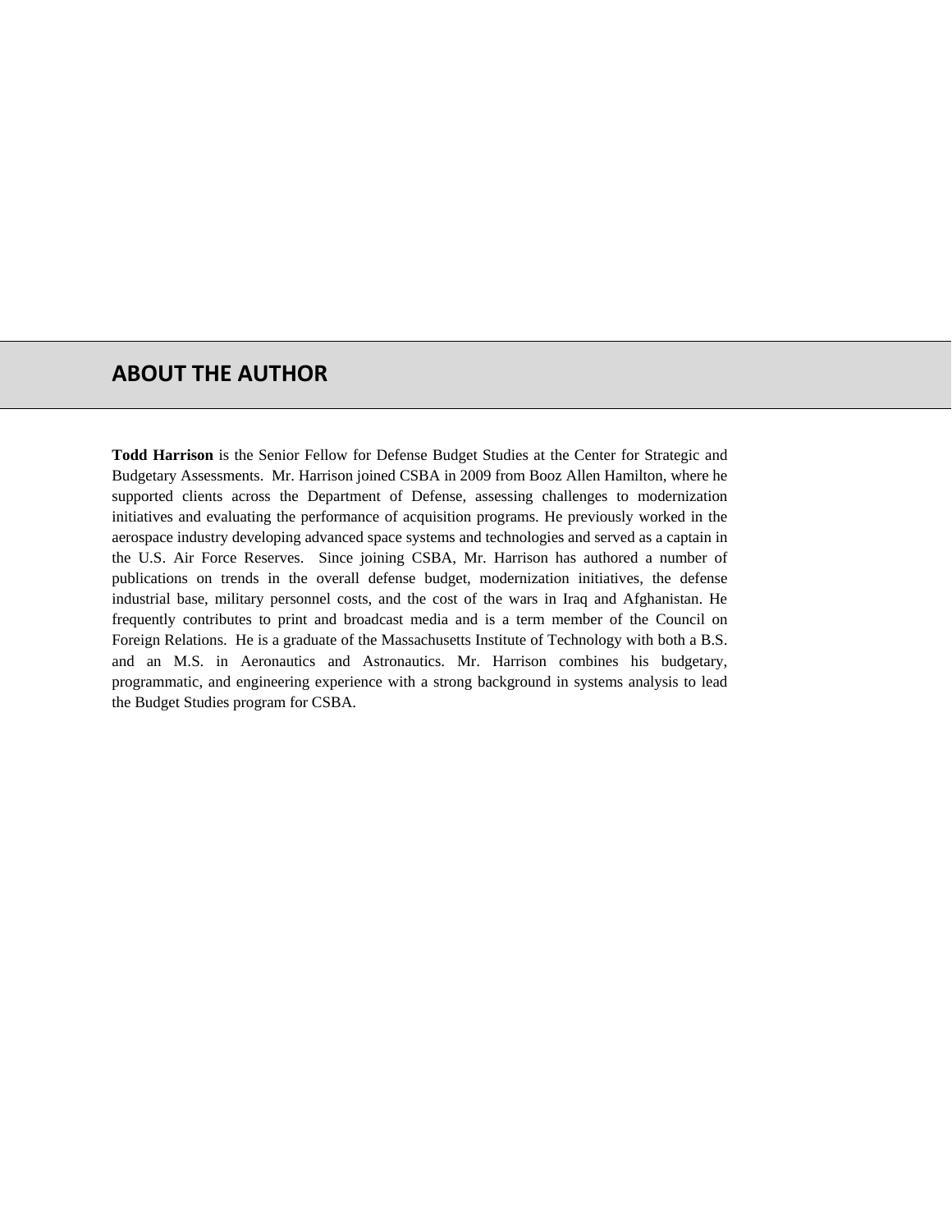## ABOUT THE AUTHOR

**Todd Harrison** is the Senior Fellow for Defense Budget Studies at the Center for Strategic and Budgetary Assessments. Mr. Harrison joined CSBA in 2009 from Booz Allen Hamilton, where he supported clients across the Department of Defense, assessing challenges to modernization initiatives and evaluating the performance of acquisition programs. He previously worked in the aerospace industry developing advanced space systems and technologies and served as a captain in the U.S. Air Force Reserves. Since joining CSBA, Mr. Harrison has authored a number of publications on trends in the overall defense budget, modernization initiatives, the defense industrial base, military personnel costs, and the cost of the wars in Iraq and Afghanistan. He frequently contributes to print and broadcast media and is a term member of the Council on Foreign Relations. He is a graduate of the Massachusetts Institute of Technology with both a B.S. and an M.S. in Aeronautics and Astronautics. Mr. Harrison combines his budgetary, programmatic, and engineering experience with a strong background in systems analysis to lead the Budget Studies program for CSBA.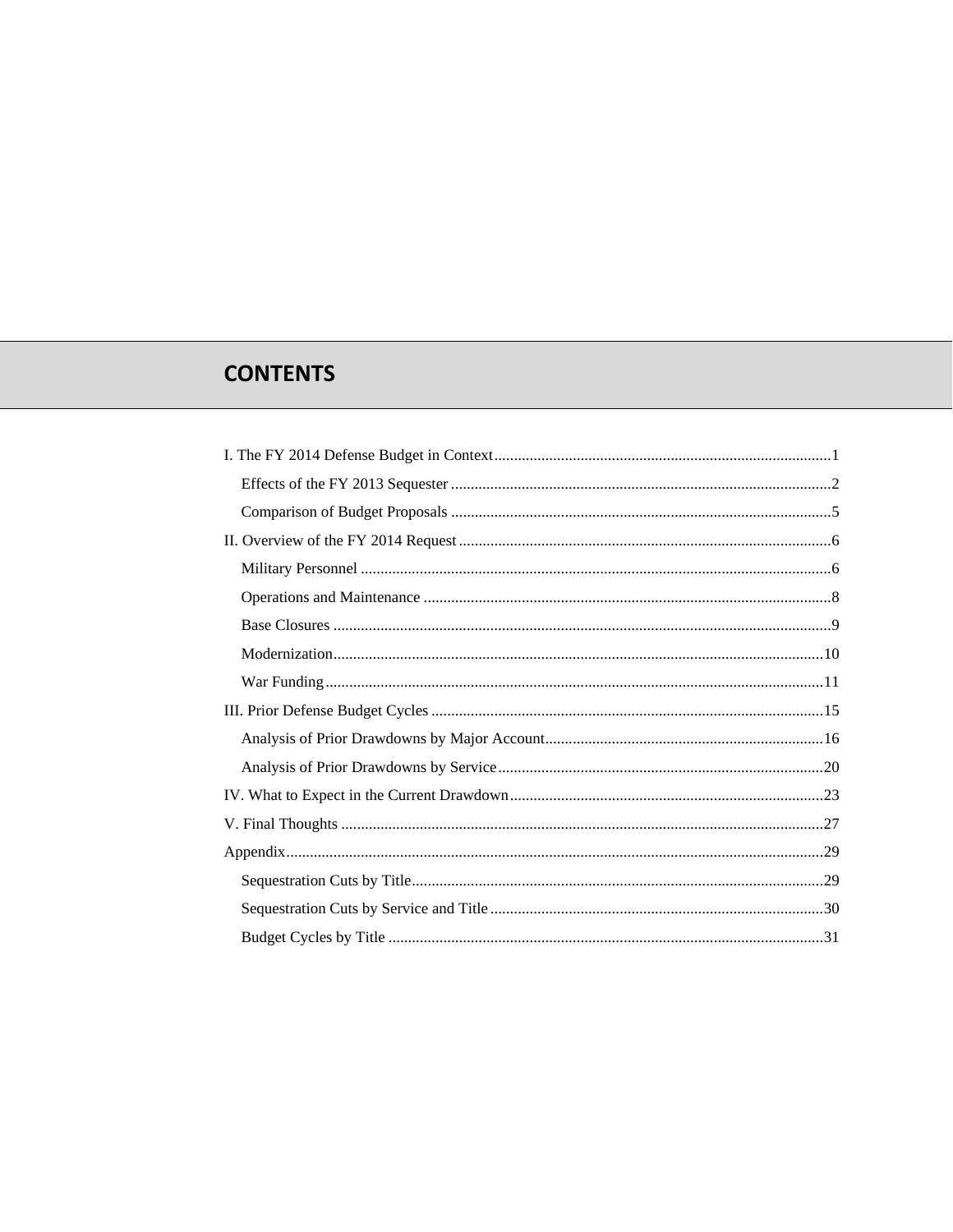## CONTENTS

I. The FY 2014 Defense Budget in Context ..... 1

- Effects of the FY 2013 Sequester ..... 2
- Comparison of Budget Proposals ..... 5

II. Overview of the FY 2014 Request ..... 6

- Military Personnel ..... 6
- Operations and Maintenance ..... 8
- Base Closures ..... 9
- Modernization ..... 10
- War Funding ..... 11

III. Prior Defense Budget Cycles ..... 15

- Analysis of Prior Drawdowns by Major Account ..... 16
- Analysis of Prior Drawdowns by Service ..... 20

IV. What to Expect in the Current Drawdown ..... 23

V. Final Thoughts ..... 27

Appendix ..... 29

- Sequestration Cuts by Title ..... 29
- Sequestration Cuts by Service and Title ..... 30
- Budget Cycles by Title ..... 31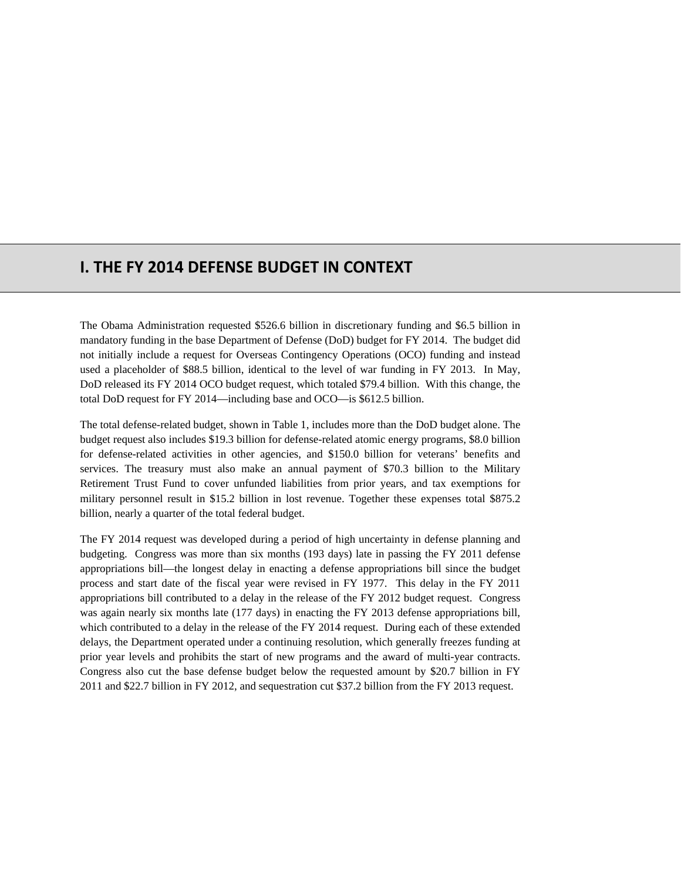# I. THE FY 2014 DEFENSE BUDGET IN CONTEXT

The Obama Administration requested $526.6 billion in discretionary funding and $6.5 billion in mandatory funding in the base Department of Defense (DoD) budget for FY 2014. The budget did not initially include a request for Overseas Contingency Operations (OCO) funding and instead used a placeholder of $88.5 billion, identical to the level of war funding in FY 2013. In May, DoD released its FY 2014 OCO budget request, which totaled $79.4 billion. With this change, the total DoD request for FY 2014—including base and OCO—is $612.5 billion.

The total defense-related budget, shown in Table 1, includes more than the DoD budget alone. The budget request also includes $19.3 billion for defense-related atomic energy programs, $8.0 billion for defense-related activities in other agencies, and $150.0 billion for veterans' benefits and services. The treasury must also make an annual payment of $70.3 billion to the Military Retirement Trust Fund to cover unfunded liabilities from prior years, and tax exemptions for military personnel result in $15.2 billion in lost revenue. Together these expenses total $875.2 billion, nearly a quarter of the total federal budget.

The FY 2014 request was developed during a period of high uncertainty in defense planning and budgeting. Congress was more than six months (193 days) late in passing the FY 2011 defense appropriations bill—the longest delay in enacting a defense appropriations bill since the budget process and start date of the fiscal year were revised in FY 1977. This delay in the FY 2011 appropriations bill contributed to a delay in the release of the FY 2012 budget request. Congress was again nearly six months late (177 days) in enacting the FY 2013 defense appropriations bill, which contributed to a delay in the release of the FY 2014 request. During each of these extended delays, the Department operated under a continuing resolution, which generally freezes funding at prior year levels and prohibits the start of new programs and the award of multi-year contracts. Congress also cut the base defense budget below the requested amount by $20.7 billion in FY 2011 and $22.7 billion in FY 2012, and sequestration cut $37.2 billion from the FY 2013 request.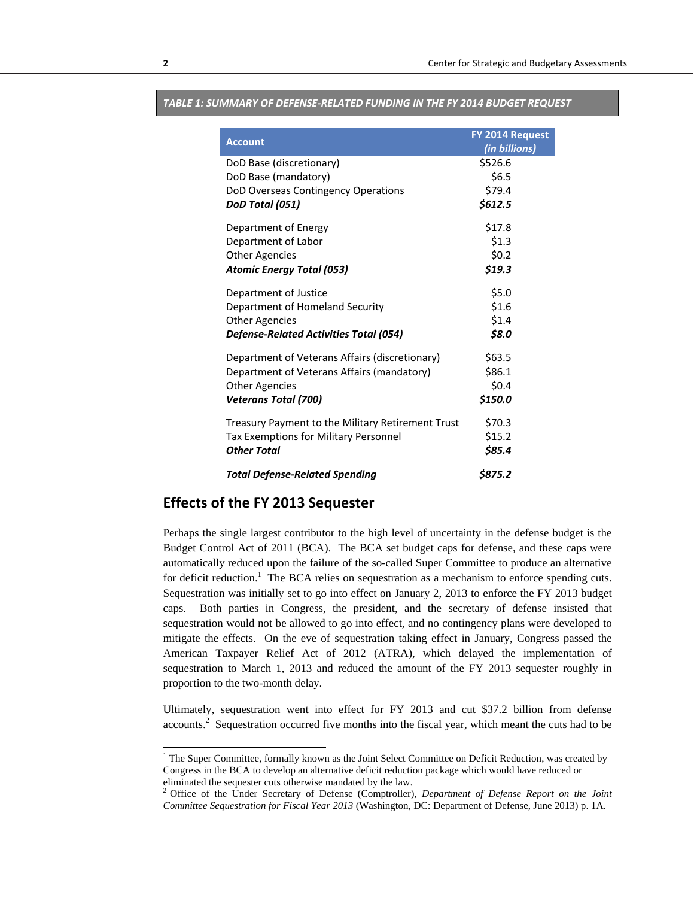**TABLE 1: SUMMARY OF DEFENSE-RELATED FUNDING IN THE FY 2014 BUDGET REQUEST**

| Account | FY 2014 Request *(in billions)* |
|---|---|
| DoD Base (discretionary) | $526.6 |
| DoD Base (mandatory) | $6.5 |
| DoD Overseas Contingency Operations | $79.4 |
| ***DoD Total (051)*** | ***$612.5*** |
| Department of Energy | $17.8 |
| Department of Labor | $1.3 |
| Other Agencies | $0.2 |
| ***Atomic Energy Total (053)*** | ***$19.3*** |
| Department of Justice | $5.0 |
| Department of Homeland Security | $1.6 |
| Other Agencies | $1.4 |
| ***Defense-Related Activities Total (054)*** | ***$8.0*** |
| Department of Veterans Affairs (discretionary) | $63.5 |
| Department of Veterans Affairs (mandatory) | $86.1 |
| Other Agencies | $0.4 |
| ***Veterans Total (700)*** | ***$150.0*** |
| Treasury Payment to the Military Retirement Trust | $70.3 |
| Tax Exemptions for Military Personnel | $15.2 |
| ***Other Total*** | ***$85.4*** |
| ***Total Defense-Related Spending*** | ***$875.2*** |

## Effects of the FY 2013 Sequester

Perhaps the single largest contributor to the high level of uncertainty in the defense budget is the Budget Control Act of 2011 (BCA). The BCA set budget caps for defense, and these caps were automatically reduced upon the failure of the so-called Super Committee to produce an alternative for deficit reduction.[1] The BCA relies on sequestration as a mechanism to enforce spending cuts. Sequestration was initially set to go into effect on January 2, 2013 to enforce the FY 2013 budget caps. Both parties in Congress, the president, and the secretary of defense insisted that sequestration would not be allowed to go into effect, and no contingency plans were developed to mitigate the effects. On the eve of sequestration taking effect in January, Congress passed the American Taxpayer Relief Act of 2012 (ATRA), which delayed the implementation of sequestration to March 1, 2013 and reduced the amount of the FY 2013 sequester roughly in proportion to the two-month delay.

Ultimately, sequestration went into effect for FY 2013 and cut $37.2 billion from defense accounts.[2] Sequestration occurred five months into the fiscal year, which meant the cuts had to be

[1] The Super Committee, formally known as the Joint Select Committee on Deficit Reduction, was created by Congress in the BCA to develop an alternative deficit reduction package which would have reduced or eliminated the sequester cuts otherwise mandated by the law.

[2] Office of the Under Secretary of Defense (Comptroller), *Department of Defense Report on the Joint Committee Sequestration for Fiscal Year 2013* (Washington, DC: Department of Defense, June 2013) p. 1A.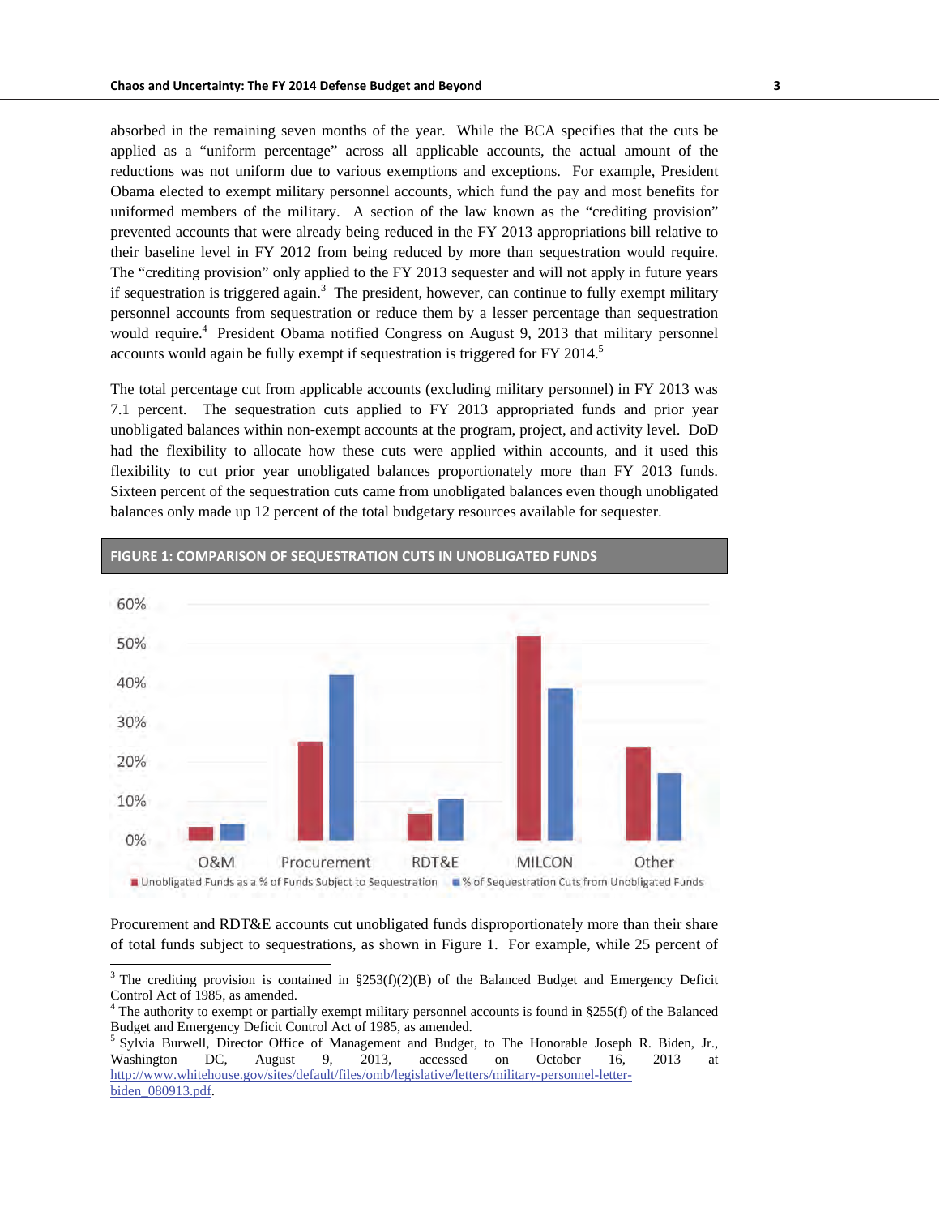absorbed in the remaining seven months of the year. While the BCA specifies that the cuts be applied as a "uniform percentage" across all applicable accounts, the actual amount of the reductions was not uniform due to various exemptions and exceptions. For example, President Obama elected to exempt military personnel accounts, which fund the pay and most benefits for uniformed members of the military. A section of the law known as the "crediting provision" prevented accounts that were already being reduced in the FY 2013 appropriations bill relative to their baseline level in FY 2012 from being reduced by more than sequestration would require. The "crediting provision" only applied to the FY 2013 sequester and will not apply in future years if sequestration is triggered again.[3] The president, however, can continue to fully exempt military personnel accounts from sequestration or reduce them by a lesser percentage than sequestration would require.[4] President Obama notified Congress on August 9, 2013 that military personnel accounts would again be fully exempt if sequestration is triggered for FY 2014.[5]

The total percentage cut from applicable accounts (excluding military personnel) in FY 2013 was 7.1 percent. The sequestration cuts applied to FY 2013 appropriated funds and prior year unobligated balances within non-exempt accounts at the program, project, and activity level. DoD had the flexibility to allocate how these cuts were applied within accounts, and it used this flexibility to cut prior year unobligated balances proportionately more than FY 2013 funds. Sixteen percent of the sequestration cuts came from unobligated balances even though unobligated balances only made up 12 percent of the total budgetary resources available for sequester.

**FIGURE 1: COMPARISON OF SEQUESTRATION CUTS IN UNOBLIGATED FUNDS**

| | Unobligated Funds as a % of Funds Subject to Sequestration | % of Sequestration Cuts from Unobligated Funds |
|---|---|---|
| O&M | ~3% | ~4% |
| Procurement | ~25% | ~42% |
| RDT&E | ~7% | ~10% |
| MILCON | ~52% | ~38% |
| Other | ~23% | ~17% |

Procurement and RDT&E accounts cut unobligated funds disproportionately more than their share of total funds subject to sequestrations, as shown in Figure 1. For example, while 25 percent of

---

[3] The crediting provision is contained in §253(f)(2)(B) of the Balanced Budget and Emergency Deficit Control Act of 1985, as amended.

[4] The authority to exempt or partially exempt military personnel accounts is found in §255(f) of the Balanced Budget and Emergency Deficit Control Act of 1985, as amended.

[5] Sylvia Burwell, Director Office of Management and Budget, to The Honorable Joseph R. Biden, Jr., Washington DC, August 9, 2013, accessed on October 16, 2013 at http://www.whitehouse.gov/sites/default/files/omb/legislative/letters/military-personnel-letter-biden_080913.pdf.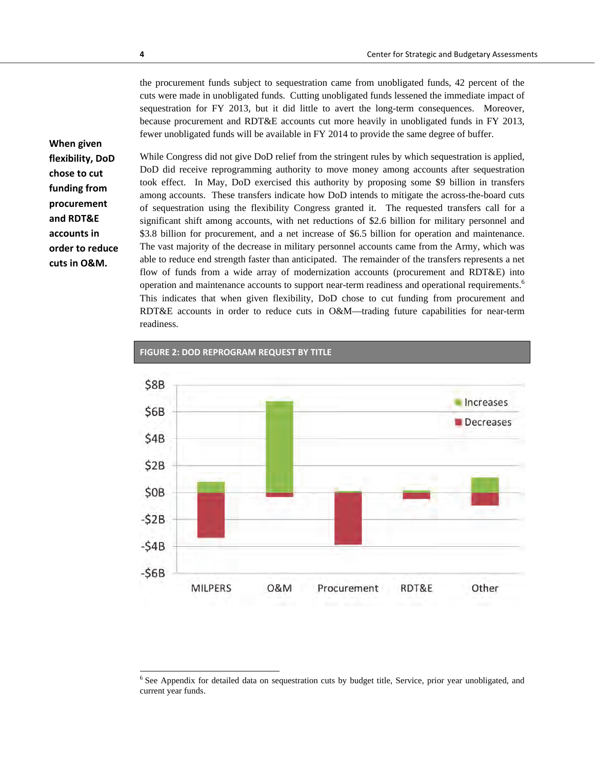the procurement funds subject to sequestration came from unobligated funds, 42 percent of the cuts were made in unobligated funds. Cutting unobligated funds lessened the immediate impact of sequestration for FY 2013, but it did little to avert the long-term consequences. Moreover, because procurement and RDT&E accounts cut more heavily in unobligated funds in FY 2013, fewer unobligated funds will be available in FY 2014 to provide the same degree of buffer.

**When given flexibility, DoD chose to cut funding from procurement and RDT&E accounts in order to reduce cuts in O&M.**

While Congress did not give DoD relief from the stringent rules by which sequestration is applied, DoD did receive reprogramming authority to move money among accounts after sequestration took effect. In May, DoD exercised this authority by proposing some $9 billion in transfers among accounts. These transfers indicate how DoD intends to mitigate the across-the-board cuts of sequestration using the flexibility Congress granted it. The requested transfers call for a significant shift among accounts, with net reductions of $2.6 billion for military personnel and $3.8 billion for procurement, and a net increase of $6.5 billion for operation and maintenance. The vast majority of the decrease in military personnel accounts came from the Army, which was able to reduce end strength faster than anticipated. The remainder of the transfers represents a net flow of funds from a wide array of modernization accounts (procurement and RDT&E) into operation and maintenance accounts to support near-term readiness and operational requirements.[6] This indicates that when given flexibility, DoD chose to cut funding from procurement and RDT&E accounts in order to reduce cuts in O&M—trading future capabilities for near-term readiness.

**FIGURE 2: DOD REPROGRAM REQUEST BY TITLE**

[6] See Appendix for detailed data on sequestration cuts by budget title, Service, prior year unobligated, and current year funds.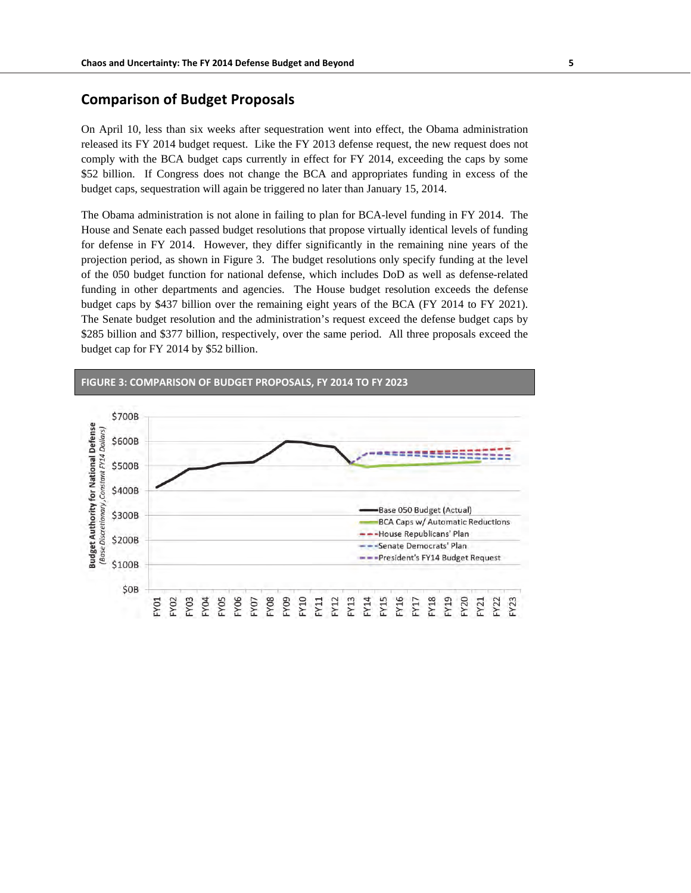## Comparison of Budget Proposals

On April 10, less than six weeks after sequestration went into effect, the Obama administration released its FY 2014 budget request. Like the FY 2013 defense request, the new request does not comply with the BCA budget caps currently in effect for FY 2014, exceeding the caps by some $52 billion. If Congress does not change the BCA and appropriates funding in excess of the budget caps, sequestration will again be triggered no later than January 15, 2014.

The Obama administration is not alone in failing to plan for BCA-level funding in FY 2014. The House and Senate each passed budget resolutions that propose virtually identical levels of funding for defense in FY 2014. However, they differ significantly in the remaining nine years of the projection period, as shown in Figure 3. The budget resolutions only specify funding at the level of the 050 budget function for national defense, which includes DoD as well as defense-related funding in other departments and agencies. The House budget resolution exceeds the defense budget caps by $437 billion over the remaining eight years of the BCA (FY 2014 to FY 2021). The Senate budget resolution and the administration's request exceed the defense budget caps by $285 billion and $377 billion, respectively, over the same period. All three proposals exceed the budget cap for FY 2014 by $52 billion.

**FIGURE 3: COMPARISON OF BUDGET PROPOSALS, FY 2014 TO FY 2023**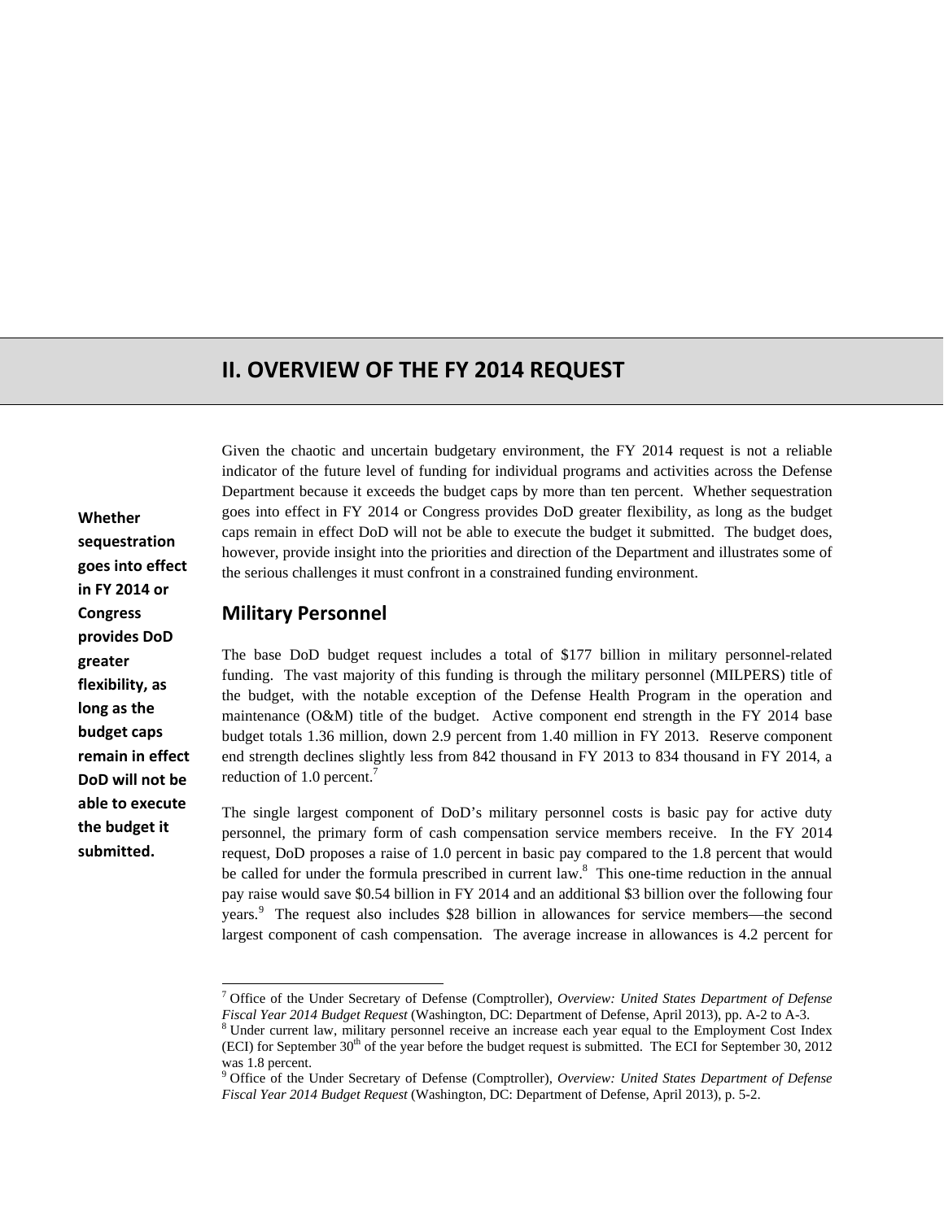# II. OVERVIEW OF THE FY 2014 REQUEST

Given the chaotic and uncertain budgetary environment, the FY 2014 request is not a reliable indicator of the future level of funding for individual programs and activities across the Defense Department because it exceeds the budget caps by more than ten percent. Whether sequestration goes into effect in FY 2014 or Congress provides DoD greater flexibility, as long as the budget caps remain in effect DoD will not be able to execute the budget it submitted. The budget does, however, provide insight into the priorities and direction of the Department and illustrates some of the serious challenges it must confront in a constrained funding environment.

**Whether sequestration goes into effect in FY 2014 or Congress provides DoD greater flexibility, as long as the budget caps remain in effect DoD will not be able to execute the budget it submitted.**

## Military Personnel

The base DoD budget request includes a total of $177 billion in military personnel-related funding. The vast majority of this funding is through the military personnel (MILPERS) title of the budget, with the notable exception of the Defense Health Program in the operation and maintenance (O&M) title of the budget. Active component end strength in the FY 2014 base budget totals 1.36 million, down 2.9 percent from 1.40 million in FY 2013. Reserve component end strength declines slightly less from 842 thousand in FY 2013 to 834 thousand in FY 2014, a reduction of 1.0 percent.[7]

The single largest component of DoD's military personnel costs is basic pay for active duty personnel, the primary form of cash compensation service members receive. In the FY 2014 request, DoD proposes a raise of 1.0 percent in basic pay compared to the 1.8 percent that would be called for under the formula prescribed in current law.[8] This one-time reduction in the annual pay raise would save $0.54 billion in FY 2014 and an additional $3 billion over the following four years.[9] The request also includes $28 billion in allowances for service members—the second largest component of cash compensation. The average increase in allowances is 4.2 percent for

---

[7] Office of the Under Secretary of Defense (Comptroller), *Overview: United States Department of Defense Fiscal Year 2014 Budget Request* (Washington, DC: Department of Defense, April 2013), pp. A-2 to A-3.

[8] Under current law, military personnel receive an increase each year equal to the Employment Cost Index (ECI) for September 30th of the year before the budget request is submitted. The ECI for September 30, 2012 was 1.8 percent.

[9] Office of the Under Secretary of Defense (Comptroller), *Overview: United States Department of Defense Fiscal Year 2014 Budget Request* (Washington, DC: Department of Defense, April 2013), p. 5-2.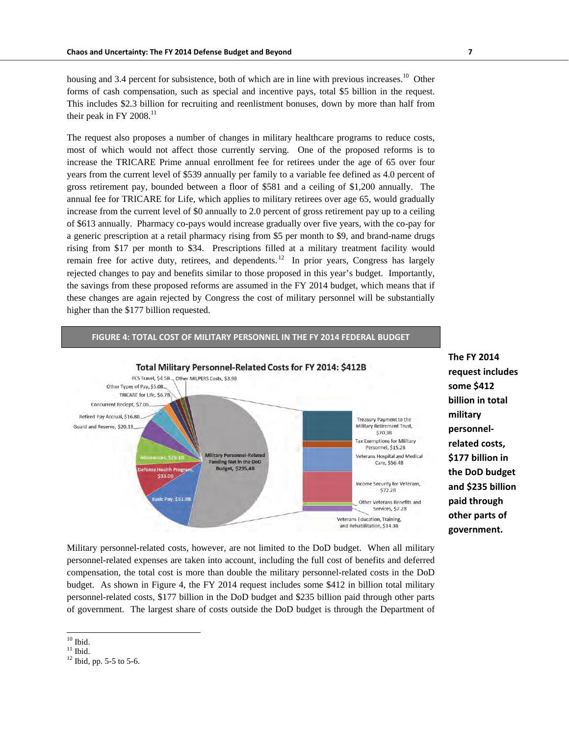housing and 3.4 percent for subsistence, both of which are in line with previous increases.[10] Other forms of cash compensation, such as special and incentive pays, total $5 billion in the request. This includes $2.3 billion for recruiting and reenlistment bonuses, down by more than half from their peak in FY 2008.[11]

The request also proposes a number of changes in military healthcare programs to reduce costs, most of which would not affect those currently serving. One of the proposed reforms is to increase the TRICARE Prime annual enrollment fee for retirees under the age of 65 over four years from the current level of $539 annually per family to a variable fee defined as 4.0 percent of gross retirement pay, bounded between a floor of $581 and a ceiling of $1,200 annually. The annual fee for TRICARE for Life, which applies to military retirees over age 65, would gradually increase from the current level of $0 annually to 2.0 percent of gross retirement pay up to a ceiling of $613 annually. Pharmacy co-pays would increase gradually over five years, with the co-pay for a generic prescription at a retail pharmacy rising from $5 per month to $9, and brand-name drugs rising from $17 per month to $34. Prescriptions filled at a military treatment facility would remain free for active duty, retirees, and dependents.[12] In prior years, Congress has largely rejected changes to pay and benefits similar to those proposed in this year's budget. Importantly, the savings from these proposed reforms are assumed in the FY 2014 budget, which means that if these changes are again rejected by Congress the cost of military personnel will be substantially higher than the $177 billion requested.

**FIGURE 4: TOTAL COST OF MILITARY PERSONNEL IN THE FY 2014 FEDERAL BUDGET**

**Total Military Personnel-Related Costs for FY 2014: $412B**

PCS Travel, $4.5B; Other MILPERS Costs, $3.9B; Other Types of Pay, $5.0B; TRICARE for Life, $6.7B; Concurrent Reciept, $7.0B; Retired Pay Accrual, $16.8B; Guard and Reserve, $20.1B; Allowances, $28.1B; Defense Health Program, $33.0B; Basic Pay, $51.9B; Military Personnel-Related Funding Not in the DoD Budget, $235.4B

Treasury Payment to the Military Retirement Trust, $70.3B; Tax Exemptions for Military Personnel, $15.2B; Veterans Hospital and Medical Care, $56.4B; Income Security for Veterans, $72.2B; Other Veterans Benefits and Services, $7.2B; Veterans Education, Training, and Rehabilitation, $14.3B

**The FY 2014 request includes some $412 billion in total military personnel-related costs, $177 billion in the DoD budget and $235 billion paid through other parts of government.**

Military personnel-related costs, however, are not limited to the DoD budget. When all military personnel-related expenses are taken into account, including the full cost of benefits and deferred compensation, the total cost is more than double the military personnel-related costs in the DoD budget. As shown in Figure 4, the FY 2014 request includes some $412 in billion total military personnel-related costs, $177 billion in the DoD budget and $235 billion paid through other parts of government. The largest share of costs outside the DoD budget is through the Department of

[10] Ibid.
[11] Ibid.
[12] Ibid, pp. 5-5 to 5-6.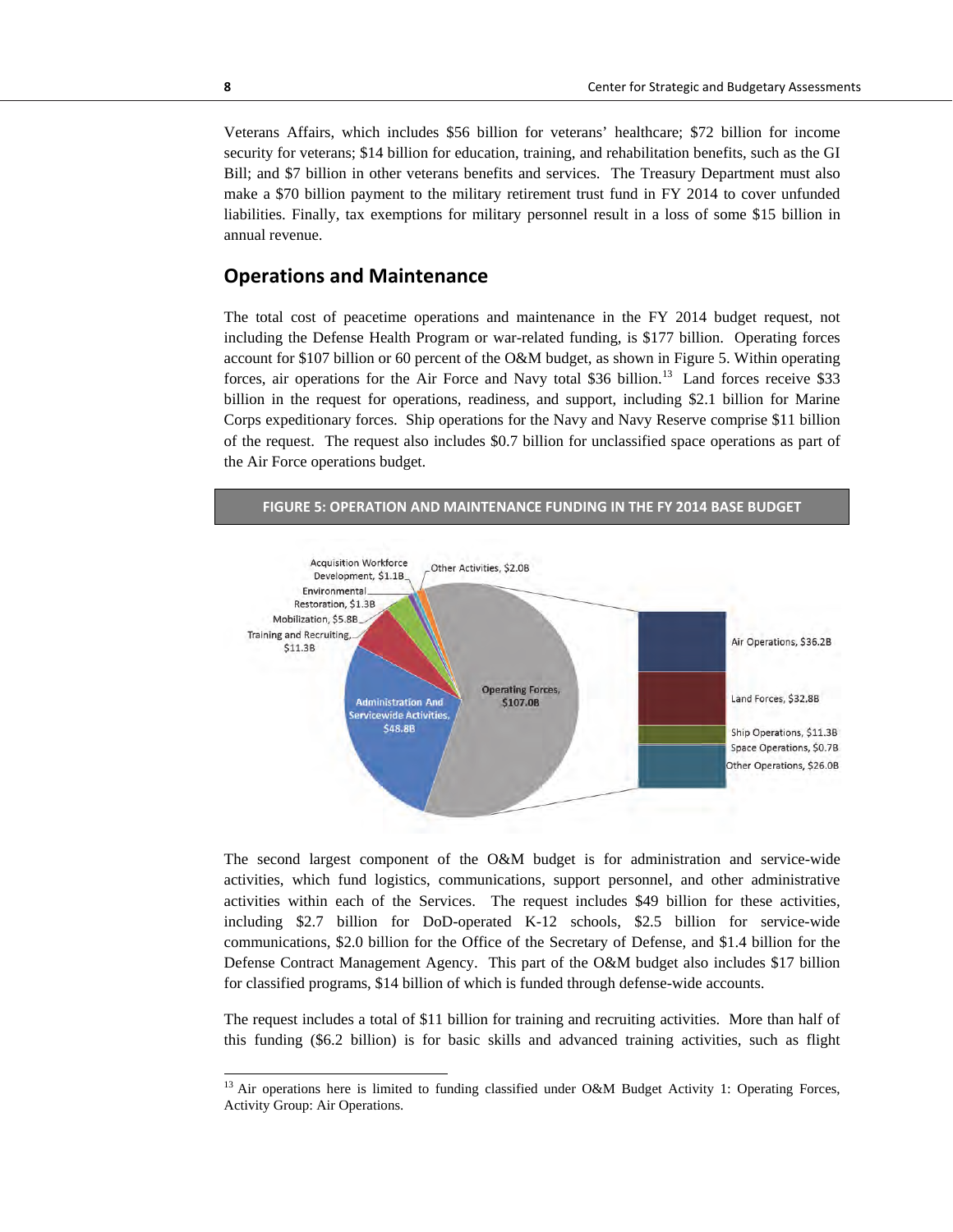Veterans Affairs, which includes $56 billion for veterans' healthcare; $72 billion for income security for veterans; $14 billion for education, training, and rehabilitation benefits, such as the GI Bill; and $7 billion in other veterans benefits and services. The Treasury Department must also make a $70 billion payment to the military retirement trust fund in FY 2014 to cover unfunded liabilities. Finally, tax exemptions for military personnel result in a loss of some $15 billion in annual revenue.

## Operations and Maintenance

The total cost of peacetime operations and maintenance in the FY 2014 budget request, not including the Defense Health Program or war-related funding, is $177 billion. Operating forces account for $107 billion or 60 percent of the O&M budget, as shown in Figure 5. Within operating forces, air operations for the Air Force and Navy total $36 billion.[13] Land forces receive $33 billion in the request for operations, readiness, and support, including $2.1 billion for Marine Corps expeditionary forces. Ship operations for the Navy and Navy Reserve comprise $11 billion of the request. The request also includes $0.7 billion for unclassified space operations as part of the Air Force operations budget.

**FIGURE 5: OPERATION AND MAINTENANCE FUNDING IN THE FY 2014 BASE BUDGET**

Acquisition Workforce Development, $1.1B; Other Activities, $2.0B; Environmental Restoration, $1.3B; Mobilization, $5.8B; Training and Recruiting, $11.3B; Administration And Servicewide Activities, $48.8B; Operating Forces, $107.0B

Air Operations, $36.2B; Land Forces, $32.8B; Ship Operations, $11.3B; Space Operations, $0.7B; Other Operations, $26.0B

The second largest component of the O&M budget is for administration and service-wide activities, which fund logistics, communications, support personnel, and other administrative activities within each of the Services. The request includes $49 billion for these activities, including $2.7 billion for DoD-operated K-12 schools, $2.5 billion for service-wide communications, $2.0 billion for the Office of the Secretary of Defense, and $1.4 billion for the Defense Contract Management Agency. This part of the O&M budget also includes $17 billion for classified programs, $14 billion of which is funded through defense-wide accounts.

The request includes a total of $11 billion for training and recruiting activities. More than half of this funding ($6.2 billion) is for basic skills and advanced training activities, such as flight

[13] Air operations here is limited to funding classified under O&M Budget Activity 1: Operating Forces, Activity Group: Air Operations.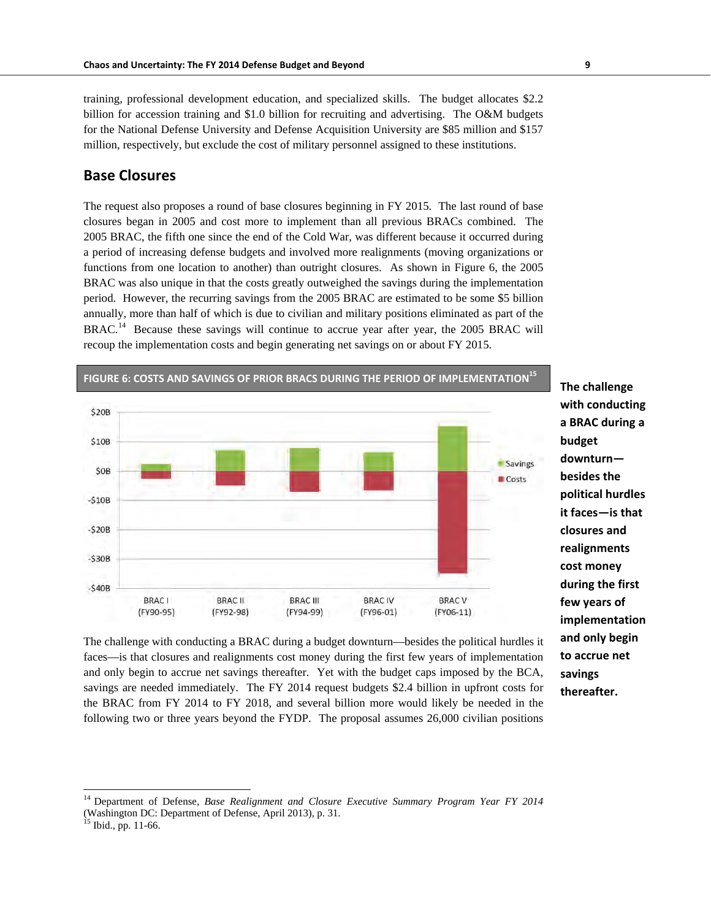training, professional development education, and specialized skills. The budget allocates $2.2 billion for accession training and $1.0 billion for recruiting and advertising. The O&M budgets for the National Defense University and Defense Acquisition University are $85 million and $157 million, respectively, but exclude the cost of military personnel assigned to these institutions.

## Base Closures

The request also proposes a round of base closures beginning in FY 2015. The last round of base closures began in 2005 and cost more to implement than all previous BRACs combined. The 2005 BRAC, the fifth one since the end of the Cold War, was different because it occurred during a period of increasing defense budgets and involved more realignments (moving organizations or functions from one location to another) than outright closures. As shown in Figure 6, the 2005 BRAC was also unique in that the costs greatly outweighed the savings during the implementation period. However, the recurring savings from the 2005 BRAC are estimated to be some $5 billion annually, more than half of which is due to civilian and military positions eliminated as part of the BRAC.[14] Because these savings will continue to accrue year after year, the 2005 BRAC will recoup the implementation costs and begin generating net savings on or about FY 2015.

**FIGURE 6: COSTS AND SAVINGS OF PRIOR BRACS DURING THE PERIOD OF IMPLEMENTATION**[15]

**The challenge with conducting a BRAC during a budget downturn—besides the political hurdles it faces—is that closures and realignments cost money during the first few years of implementation and only begin to accrue net savings thereafter.**

The challenge with conducting a BRAC during a budget downturn—besides the political hurdles it faces—is that closures and realignments cost money during the first few years of implementation and only begin to accrue net savings thereafter. Yet with the budget caps imposed by the BCA, savings are needed immediately. The FY 2014 request budgets $2.4 billion in upfront costs for the BRAC from FY 2014 to FY 2018, and several billion more would likely be needed in the following two or three years beyond the FYDP. The proposal assumes 26,000 civilian positions

[14] Department of Defense, *Base Realignment and Closure Executive Summary Program Year FY 2014* (Washington DC: Department of Defense, April 2013), p. 31.

[15] Ibid., pp. 11-66.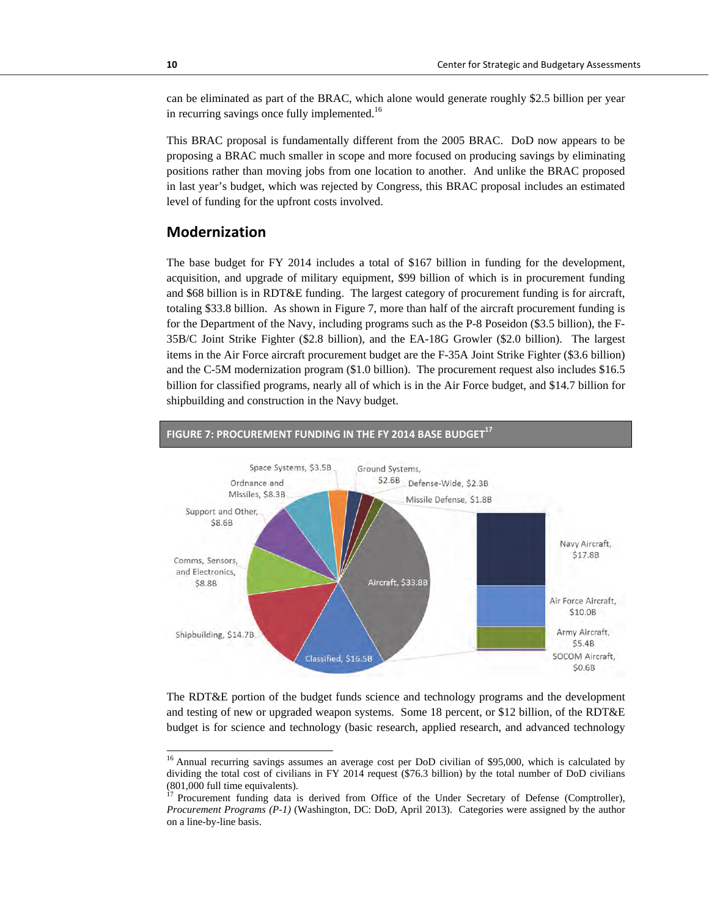can be eliminated as part of the BRAC, which alone would generate roughly $2.5 billion per year in recurring savings once fully implemented.[16]

This BRAC proposal is fundamentally different from the 2005 BRAC. DoD now appears to be proposing a BRAC much smaller in scope and more focused on producing savings by eliminating positions rather than moving jobs from one location to another. And unlike the BRAC proposed in last year's budget, which was rejected by Congress, this BRAC proposal includes an estimated level of funding for the upfront costs involved.

## Modernization

The base budget for FY 2014 includes a total of $167 billion in funding for the development, acquisition, and upgrade of military equipment, $99 billion of which is in procurement funding and $68 billion is in RDT&E funding. The largest category of procurement funding is for aircraft, totaling $33.8 billion. As shown in Figure 7, more than half of the aircraft procurement funding is for the Department of the Navy, including programs such as the P-8 Poseidon ($3.5 billion), the F-35B/C Joint Strike Fighter ($2.8 billion), and the EA-18G Growler ($2.0 billion). The largest items in the Air Force aircraft procurement budget are the F-35A Joint Strike Fighter ($3.6 billion) and the C-5M modernization program ($1.0 billion). The procurement request also includes $16.5 billion for classified programs, nearly all of which is in the Air Force budget, and $14.7 billion for shipbuilding and construction in the Navy budget.

**FIGURE 7: PROCUREMENT FUNDING IN THE FY 2014 BASE BUDGET[17]**

Space Systems, $3.5B; Ground Systems, $2.6B; Defense-Wide, $2.3B; Missile Defense, $1.8B; Ordnance and Missiles, $8.3B; Support and Other, $8.6B; Comms, Sensors, and Electronics, $8.8B; Shipbuilding, $14.7B; Classified, $16.5B; Aircraft, $33.8B

Navy Aircraft, $17.8B; Air Force Aircraft, $10.0B; Army Aircraft, $5.4B; SOCOM Aircraft, $0.6B

The RDT&E portion of the budget funds science and technology programs and the development and testing of new or upgraded weapon systems. Some 18 percent, or $12 billion, of the RDT&E budget is for science and technology (basic research, applied research, and advanced technology

---

[16] Annual recurring savings assumes an average cost per DoD civilian of $95,000, which is calculated by dividing the total cost of civilians in FY 2014 request ($76.3 billion) by the total number of DoD civilians (801,000 full time equivalents).

[17] Procurement funding data is derived from Office of the Under Secretary of Defense (Comptroller), *Procurement Programs (P-1)* (Washington, DC: DoD, April 2013). Categories were assigned by the author on a line-by-line basis.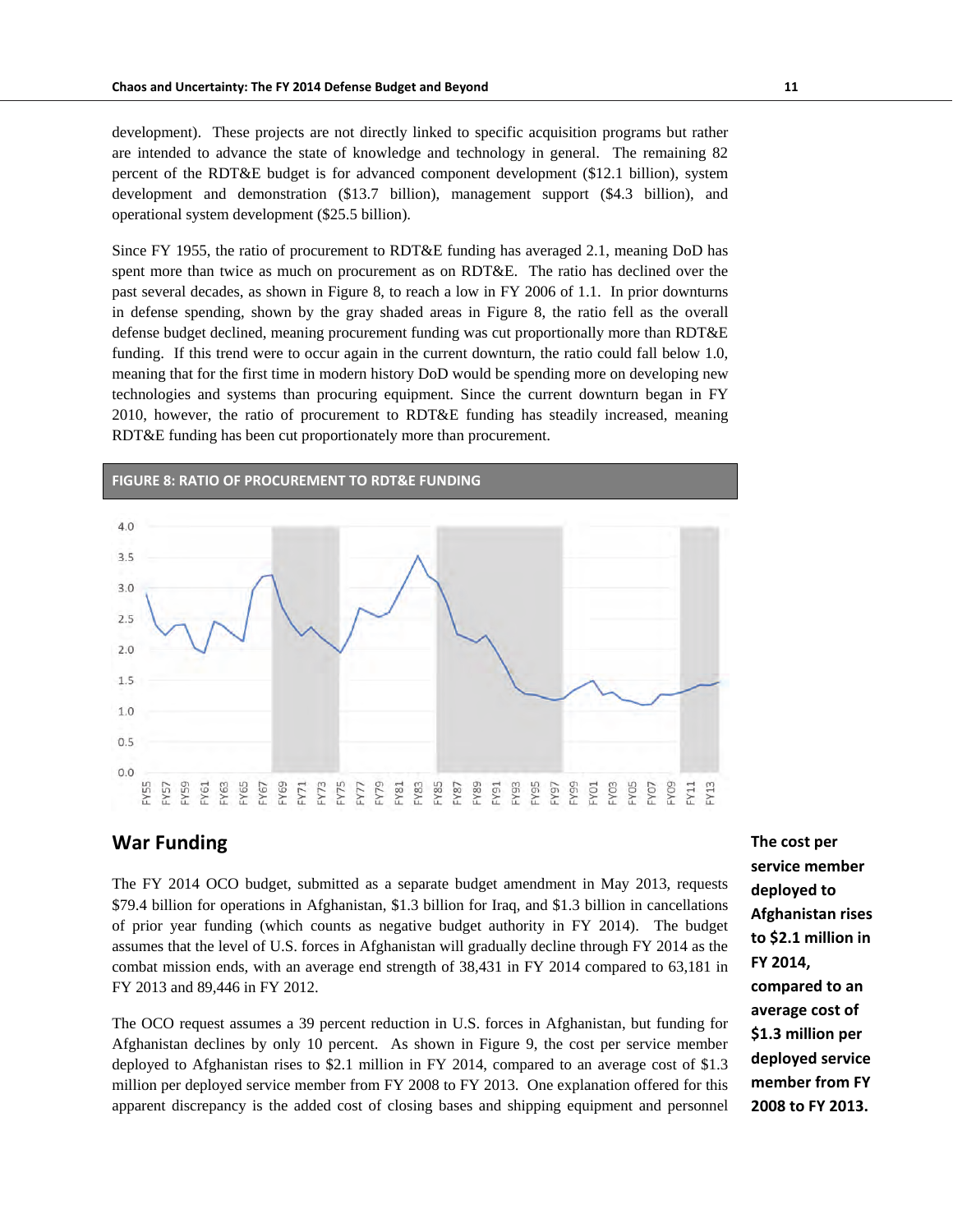development). These projects are not directly linked to specific acquisition programs but rather are intended to advance the state of knowledge and technology in general. The remaining 82 percent of the RDT&E budget is for advanced component development ($12.1 billion), system development and demonstration ($13.7 billion), management support ($4.3 billion), and operational system development ($25.5 billion).

Since FY 1955, the ratio of procurement to RDT&E funding has averaged 2.1, meaning DoD has spent more than twice as much on procurement as on RDT&E. The ratio has declined over the past several decades, as shown in Figure 8, to reach a low in FY 2006 of 1.1. In prior downturns in defense spending, shown by the gray shaded areas in Figure 8, the ratio fell as the overall defense budget declined, meaning procurement funding was cut proportionally more than RDT&E funding. If this trend were to occur again in the current downturn, the ratio could fall below 1.0, meaning that for the first time in modern history DoD would be spending more on developing new technologies and systems than procuring equipment. Since the current downturn began in FY 2010, however, the ratio of procurement to RDT&E funding has steadily increased, meaning RDT&E funding has been cut proportionately more than procurement.

**FIGURE 8: RATIO OF PROCUREMENT TO RDT&E FUNDING**

## War Funding

The FY 2014 OCO budget, submitted as a separate budget amendment in May 2013, requests $79.4 billion for operations in Afghanistan, $1.3 billion for Iraq, and $1.3 billion in cancellations of prior year funding (which counts as negative budget authority in FY 2014). The budget assumes that the level of U.S. forces in Afghanistan will gradually decline through FY 2014 as the combat mission ends, with an average end strength of 38,431 in FY 2014 compared to 63,181 in FY 2013 and 89,446 in FY 2012.

The OCO request assumes a 39 percent reduction in U.S. forces in Afghanistan, but funding for Afghanistan declines by only 10 percent. As shown in Figure 9, the cost per service member deployed to Afghanistan rises to $2.1 million in FY 2014, compared to an average cost of $1.3 million per deployed service member from FY 2008 to FY 2013. One explanation offered for this apparent discrepancy is the added cost of closing bases and shipping equipment and personnel

**The cost per service member deployed to Afghanistan rises to $2.1 million in FY 2014, compared to an average cost of $1.3 million per deployed service member from FY 2008 to FY 2013.**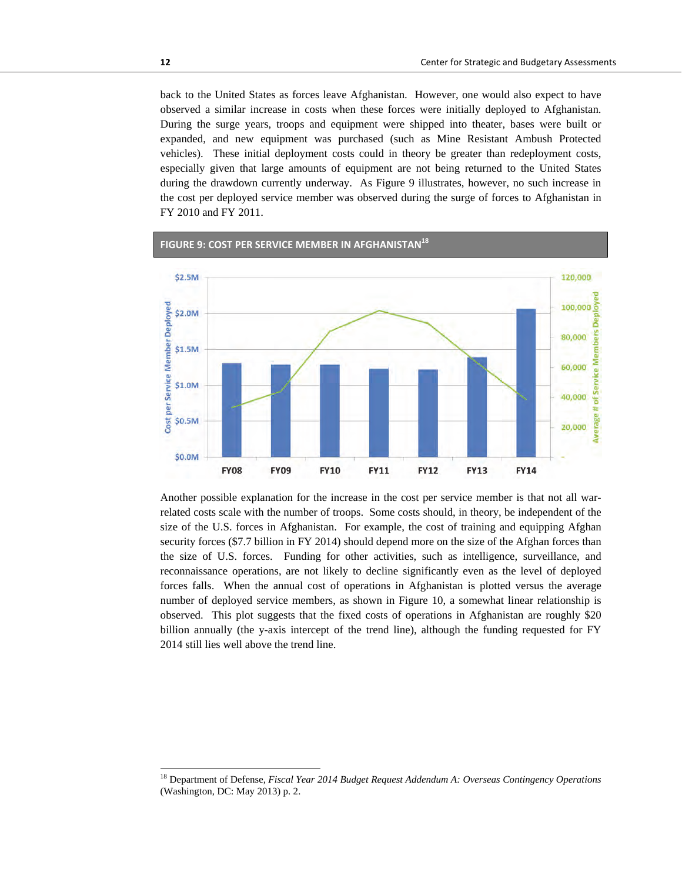back to the United States as forces leave Afghanistan. However, one would also expect to have observed a similar increase in costs when these forces were initially deployed to Afghanistan. During the surge years, troops and equipment were shipped into theater, bases were built or expanded, and new equipment was purchased (such as Mine Resistant Ambush Protected vehicles). These initial deployment costs could in theory be greater than redeployment costs, especially given that large amounts of equipment are not being returned to the United States during the drawdown currently underway. As Figure 9 illustrates, however, no such increase in the cost per deployed service member was observed during the surge of forces to Afghanistan in FY 2010 and FY 2011.

**FIGURE 9: COST PER SERVICE MEMBER IN AFGHANISTAN[18]**

Another possible explanation for the increase in the cost per service member is that not all war-related costs scale with the number of troops. Some costs should, in theory, be independent of the size of the U.S. forces in Afghanistan. For example, the cost of training and equipping Afghan security forces ($7.7 billion in FY 2014) should depend more on the size of the Afghan forces than the size of U.S. forces. Funding for other activities, such as intelligence, surveillance, and reconnaissance operations, are not likely to decline significantly even as the level of deployed forces falls. When the annual cost of operations in Afghanistan is plotted versus the average number of deployed service members, as shown in Figure 10, a somewhat linear relationship is observed. This plot suggests that the fixed costs of operations in Afghanistan are roughly $20 billion annually (the y-axis intercept of the trend line), although the funding requested for FY 2014 still lies well above the trend line.

---

[18] Department of Defense, *Fiscal Year 2014 Budget Request Addendum A: Overseas Contingency Operations* (Washington, DC: May 2013) p. 2.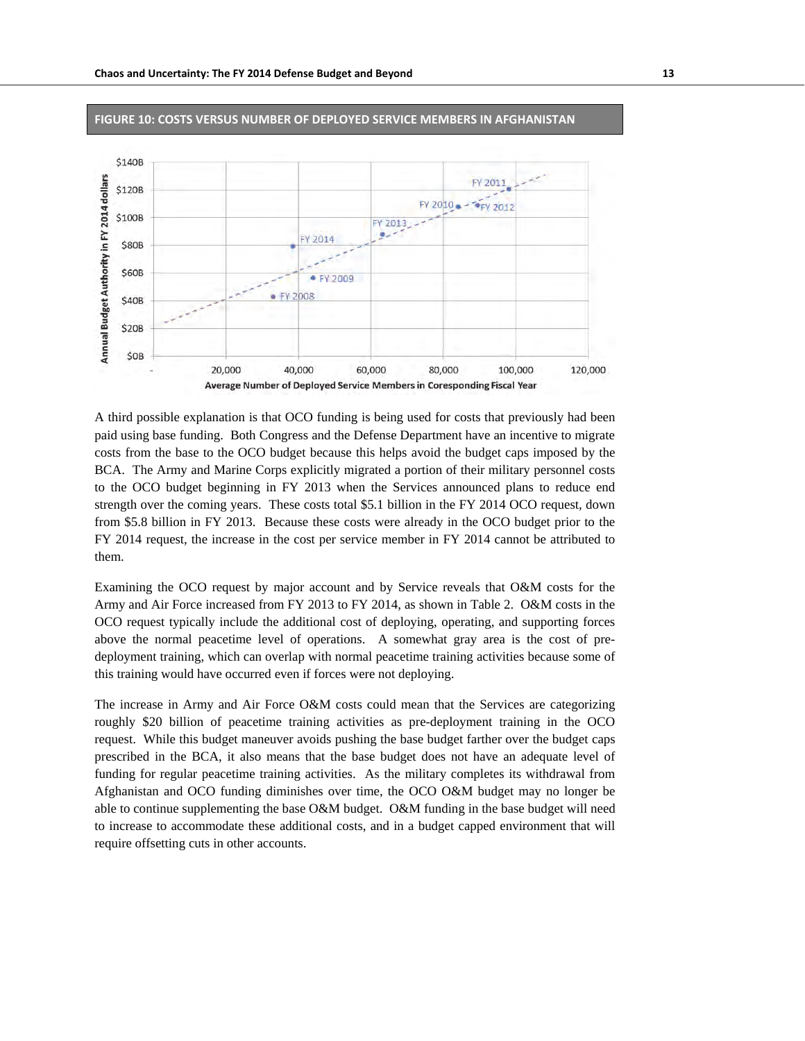**FIGURE 10: COSTS VERSUS NUMBER OF DEPLOYED SERVICE MEMBERS IN AFGHANISTAN**

A third possible explanation is that OCO funding is being used for costs that previously had been paid using base funding. Both Congress and the Defense Department have an incentive to migrate costs from the base to the OCO budget because this helps avoid the budget caps imposed by the BCA. The Army and Marine Corps explicitly migrated a portion of their military personnel costs to the OCO budget beginning in FY 2013 when the Services announced plans to reduce end strength over the coming years. These costs total $5.1 billion in the FY 2014 OCO request, down from $5.8 billion in FY 2013. Because these costs were already in the OCO budget prior to the FY 2014 request, the increase in the cost per service member in FY 2014 cannot be attributed to them.

Examining the OCO request by major account and by Service reveals that O&M costs for the Army and Air Force increased from FY 2013 to FY 2014, as shown in Table 2. O&M costs in the OCO request typically include the additional cost of deploying, operating, and supporting forces above the normal peacetime level of operations. A somewhat gray area is the cost of pre-deployment training, which can overlap with normal peacetime training activities because some of this training would have occurred even if forces were not deploying.

The increase in Army and Air Force O&M costs could mean that the Services are categorizing roughly $20 billion of peacetime training activities as pre-deployment training in the OCO request. While this budget maneuver avoids pushing the base budget farther over the budget caps prescribed in the BCA, it also means that the base budget does not have an adequate level of funding for regular peacetime training activities. As the military completes its withdrawal from Afghanistan and OCO funding diminishes over time, the OCO O&M budget may no longer be able to continue supplementing the base O&M budget. O&M funding in the base budget will need to increase to accommodate these additional costs, and in a budget capped environment that will require offsetting cuts in other accounts.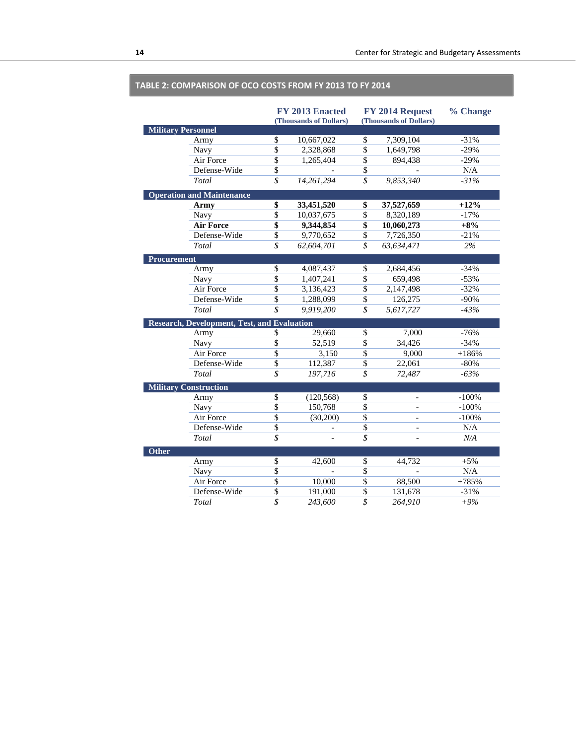## TABLE 2: COMPARISON OF OCO COSTS FROM FY 2013 TO FY 2014

| | FY 2013 Enacted (Thousands of Dollars) | FY 2014 Request (Thousands of Dollars) | % Change |
|---|---|---|---|
| **Military Personnel** | | | |
| Army | $ 10,667,022 | $ 7,309,104 | -31% |
| Navy | $ 2,328,868 | $ 1,649,798 | -29% |
| Air Force | $ 1,265,404 | $ 894,438 | -29% |
| Defense-Wide | $ - | $ - | N/A |
| *Total* | *$ 14,261,294* | *$ 9,853,340* | *-31%* |
| **Operation and Maintenance** | | | |
| **Army** | **$ 33,451,520** | **$ 37,527,659** | **+12%** |
| Navy | $ 10,037,675 | $ 8,320,189 | -17% |
| **Air Force** | **$ 9,344,854** | **$ 10,060,273** | **+8%** |
| Defense-Wide | $ 9,770,652 | $ 7,726,350 | -21% |
| *Total* | *$ 62,604,701* | *$ 63,634,471* | *2%* |
| **Procurement** | | | |
| Army | $ 4,087,437 | $ 2,684,456 | -34% |
| Navy | $ 1,407,241 | $ 659,498 | -53% |
| Air Force | $ 3,136,423 | $ 2,147,498 | -32% |
| Defense-Wide | $ 1,288,099 | $ 126,275 | -90% |
| *Total* | *$ 9,919,200* | *$ 5,617,727* | *-43%* |
| **Research, Development, Test, and Evaluation** | | | |
| Army | $ 29,660 | $ 7,000 | -76% |
| Navy | $ 52,519 | $ 34,426 | -34% |
| Air Force | $ 3,150 | $ 9,000 | +186% |
| Defense-Wide | $ 112,387 | $ 22,061 | -80% |
| *Total* | *$ 197,716* | *$ 72,487* | *-63%* |
| **Military Construction** | | | |
| Army | $ (120,568) | $ - | -100% |
| Navy | $ 150,768 | $ - | -100% |
| Air Force | $ (30,200) | $ - | -100% |
| Defense-Wide | $ - | $ - | N/A |
| *Total* | *$ -* | *$ -* | *N/A* |
| **Other** | | | |
| Army | $ 42,600 | $ 44,732 | +5% |
| Navy | $ - | $ - | N/A |
| Air Force | $ 10,000 | $ 88,500 | +785% |
| Defense-Wide | $ 191,000 | $ 131,678 | -31% |
| *Total* | *$ 243,600* | *$ 264,910* | *+9%* |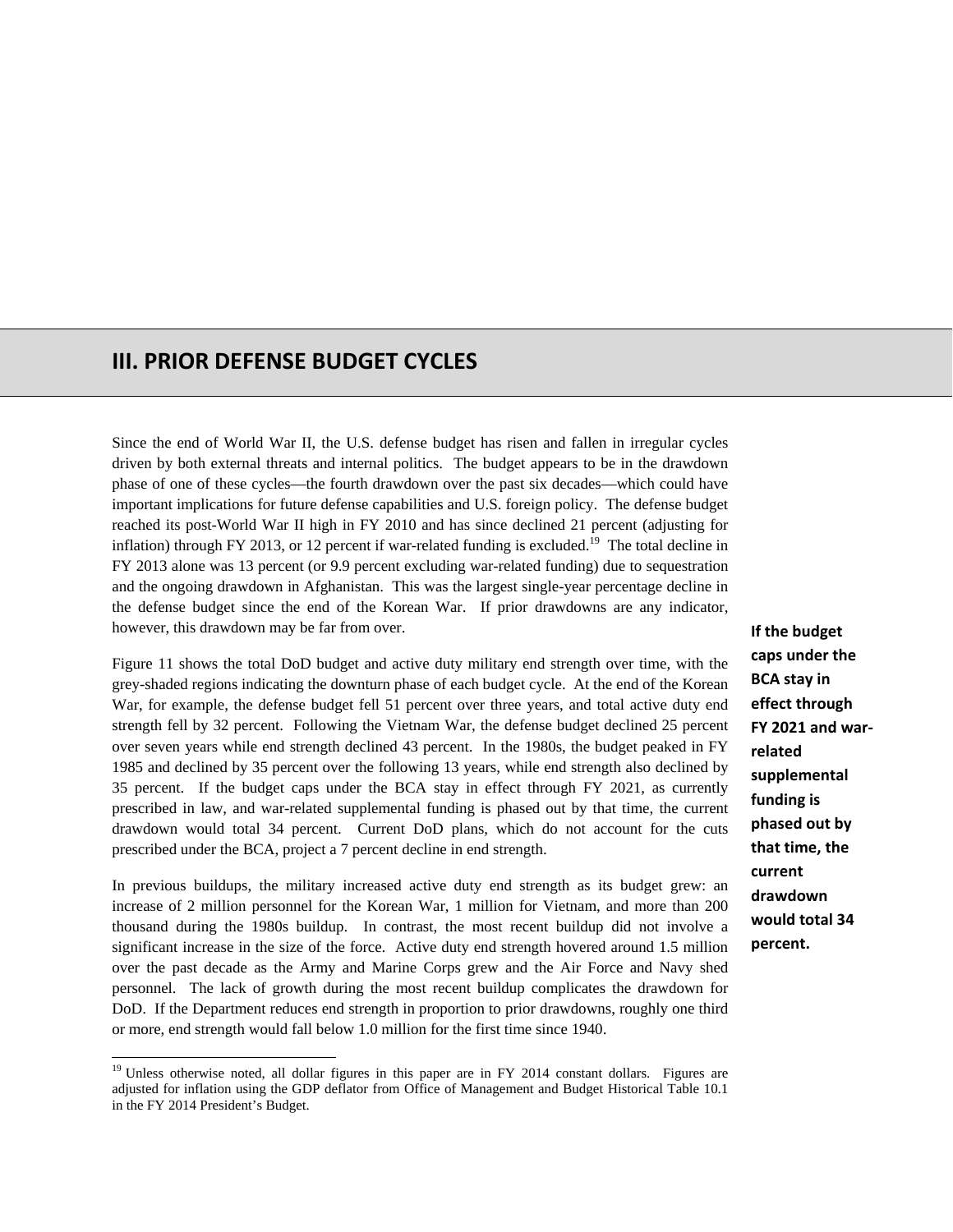# III. PRIOR DEFENSE BUDGET CYCLES

Since the end of World War II, the U.S. defense budget has risen and fallen in irregular cycles driven by both external threats and internal politics. The budget appears to be in the drawdown phase of one of these cycles—the fourth drawdown over the past six decades—which could have important implications for future defense capabilities and U.S. foreign policy. The defense budget reached its post-World War II high in FY 2010 and has since declined 21 percent (adjusting for inflation) through FY 2013, or 12 percent if war-related funding is excluded.[19] The total decline in FY 2013 alone was 13 percent (or 9.9 percent excluding war-related funding) due to sequestration and the ongoing drawdown in Afghanistan. This was the largest single-year percentage decline in the defense budget since the end of the Korean War. If prior drawdowns are any indicator, however, this drawdown may be far from over.

**If the budget caps under the BCA stay in effect through FY 2021 and war-related supplemental funding is phased out by that time, the current drawdown would total 34 percent.**

Figure 11 shows the total DoD budget and active duty military end strength over time, with the grey-shaded regions indicating the downturn phase of each budget cycle. At the end of the Korean War, for example, the defense budget fell 51 percent over three years, and total active duty end strength fell by 32 percent. Following the Vietnam War, the defense budget declined 25 percent over seven years while end strength declined 43 percent. In the 1980s, the budget peaked in FY 1985 and declined by 35 percent over the following 13 years, while end strength also declined by 35 percent. If the budget caps under the BCA stay in effect through FY 2021, as currently prescribed in law, and war-related supplemental funding is phased out by that time, the current drawdown would total 34 percent. Current DoD plans, which do not account for the cuts prescribed under the BCA, project a 7 percent decline in end strength.

In previous buildups, the military increased active duty end strength as its budget grew: an increase of 2 million personnel for the Korean War, 1 million for Vietnam, and more than 200 thousand during the 1980s buildup. In contrast, the most recent buildup did not involve a significant increase in the size of the force. Active duty end strength hovered around 1.5 million over the past decade as the Army and Marine Corps grew and the Air Force and Navy shed personnel. The lack of growth during the most recent buildup complicates the drawdown for DoD. If the Department reduces end strength in proportion to prior drawdowns, roughly one third or more, end strength would fall below 1.0 million for the first time since 1940.

---

[19] Unless otherwise noted, all dollar figures in this paper are in FY 2014 constant dollars. Figures are adjusted for inflation using the GDP deflator from Office of Management and Budget Historical Table 10.1 in the FY 2014 President's Budget.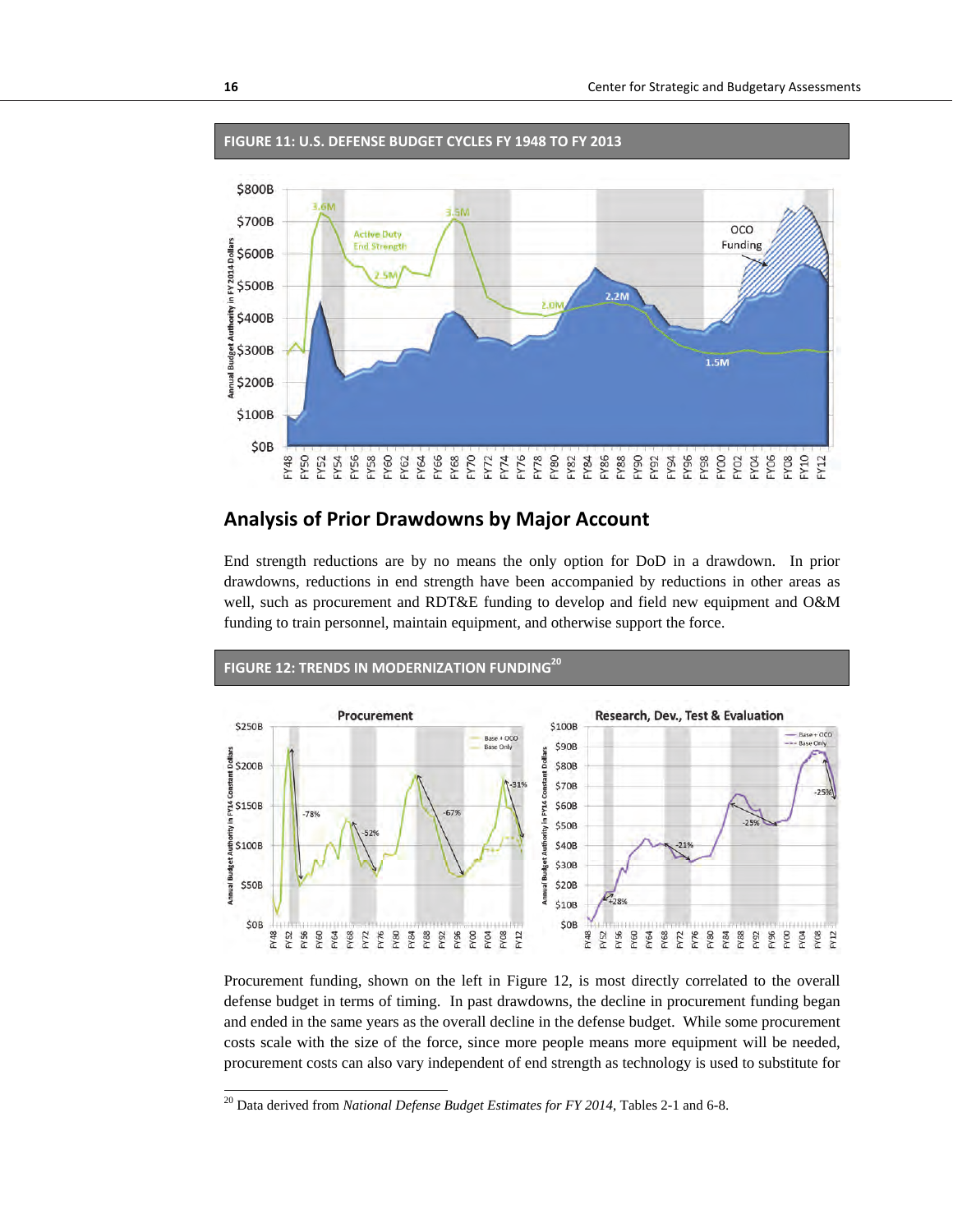**FIGURE 11: U.S. DEFENSE BUDGET CYCLES FY 1948 TO FY 2013**

## Analysis of Prior Drawdowns by Major Account

End strength reductions are by no means the only option for DoD in a drawdown. In prior drawdowns, reductions in end strength have been accompanied by reductions in other areas as well, such as procurement and RDT&E funding to develop and field new equipment and O&M funding to train personnel, maintain equipment, and otherwise support the force.

**FIGURE 12: TRENDS IN MODERNIZATION FUNDING**[20]

Procurement funding, shown on the left in Figure 12, is most directly correlated to the overall defense budget in terms of timing. In past drawdowns, the decline in procurement funding began and ended in the same years as the overall decline in the defense budget. While some procurement costs scale with the size of the force, since more people means more equipment will be needed, procurement costs can also vary independent of end strength as technology is used to substitute for

[20] Data derived from *National Defense Budget Estimates for FY 2014*, Tables 2-1 and 6-8.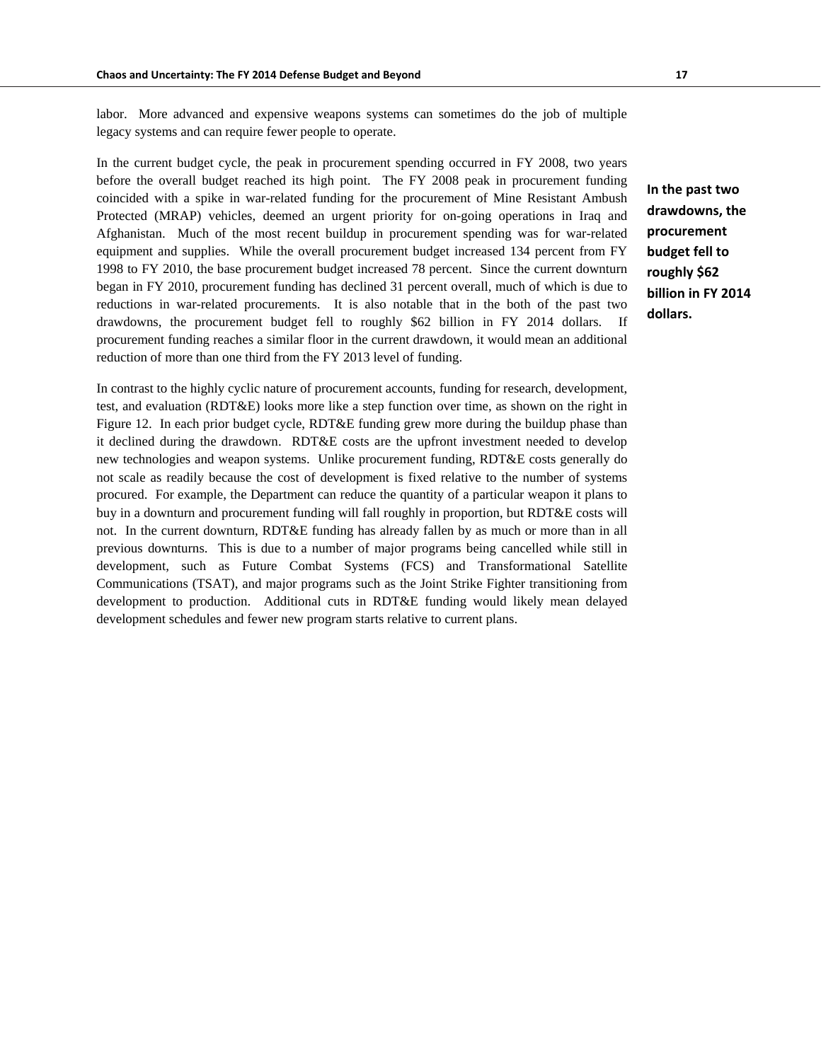labor. More advanced and expensive weapons systems can sometimes do the job of multiple legacy systems and can require fewer people to operate.

In the current budget cycle, the peak in procurement spending occurred in FY 2008, two years before the overall budget reached its high point. The FY 2008 peak in procurement funding coincided with a spike in war-related funding for the procurement of Mine Resistant Ambush Protected (MRAP) vehicles, deemed an urgent priority for on-going operations in Iraq and Afghanistan. Much of the most recent buildup in procurement spending was for war-related equipment and supplies. While the overall procurement budget increased 134 percent from FY 1998 to FY 2010, the base procurement budget increased 78 percent. Since the current downturn began in FY 2010, procurement funding has declined 31 percent overall, much of which is due to reductions in war-related procurements. It is also notable that in the both of the past two drawdowns, the procurement budget fell to roughly $62 billion in FY 2014 dollars. If procurement funding reaches a similar floor in the current drawdown, it would mean an additional reduction of more than one third from the FY 2013 level of funding.

**In the past two drawdowns, the procurement budget fell to roughly $62 billion in FY 2014 dollars.**

In contrast to the highly cyclic nature of procurement accounts, funding for research, development, test, and evaluation (RDT&E) looks more like a step function over time, as shown on the right in Figure 12. In each prior budget cycle, RDT&E funding grew more during the buildup phase than it declined during the drawdown. RDT&E costs are the upfront investment needed to develop new technologies and weapon systems. Unlike procurement funding, RDT&E costs generally do not scale as readily because the cost of development is fixed relative to the number of systems procured. For example, the Department can reduce the quantity of a particular weapon it plans to buy in a downturn and procurement funding will fall roughly in proportion, but RDT&E costs will not. In the current downturn, RDT&E funding has already fallen by as much or more than in all previous downturns. This is due to a number of major programs being cancelled while still in development, such as Future Combat Systems (FCS) and Transformational Satellite Communications (TSAT), and major programs such as the Joint Strike Fighter transitioning from development to production. Additional cuts in RDT&E funding would likely mean delayed development schedules and fewer new program starts relative to current plans.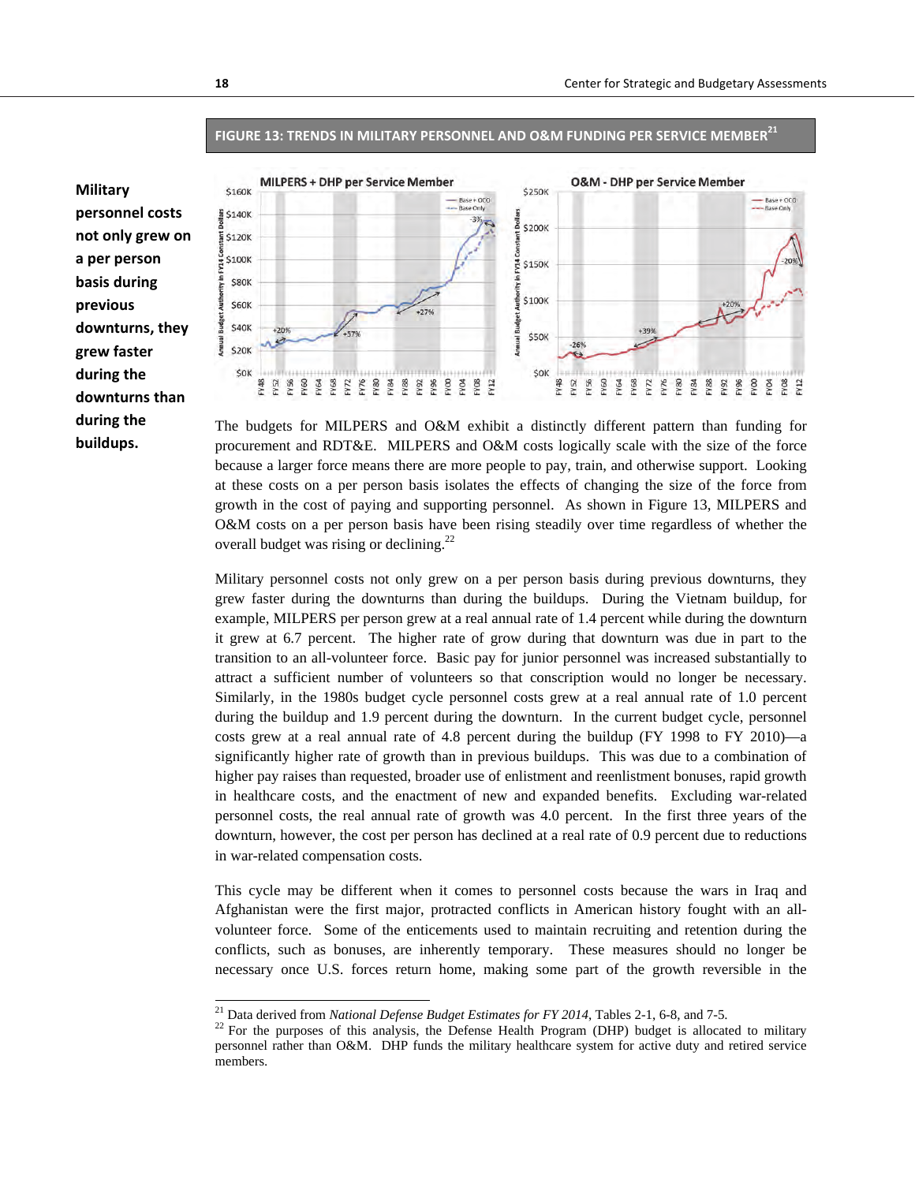**FIGURE 13: TRENDS IN MILITARY PERSONNEL AND O&M FUNDING PER SERVICE MEMBER[21]**

**Military personnel costs not only grew on a per person basis during previous downturns, they grew faster during the downturns than during the buildups.**

The budgets for MILPERS and O&M exhibit a distinctly different pattern than funding for procurement and RDT&E. MILPERS and O&M costs logically scale with the size of the force because a larger force means there are more people to pay, train, and otherwise support. Looking at these costs on a per person basis isolates the effects of changing the size of the force from growth in the cost of paying and supporting personnel. As shown in Figure 13, MILPERS and O&M costs on a per person basis have been rising steadily over time regardless of whether the overall budget was rising or declining.[22]

Military personnel costs not only grew on a per person basis during previous downturns, they grew faster during the downturns than during the buildups. During the Vietnam buildup, for example, MILPERS per person grew at a real annual rate of 1.4 percent while during the downturn it grew at 6.7 percent. The higher rate of grow during that downturn was due in part to the transition to an all-volunteer force. Basic pay for junior personnel was increased substantially to attract a sufficient number of volunteers so that conscription would no longer be necessary. Similarly, in the 1980s budget cycle personnel costs grew at a real annual rate of 1.0 percent during the buildup and 1.9 percent during the downturn. In the current budget cycle, personnel costs grew at a real annual rate of 4.8 percent during the buildup (FY 1998 to FY 2010)—a significantly higher rate of growth than in previous buildups. This was due to a combination of higher pay raises than requested, broader use of enlistment and reenlistment bonuses, rapid growth in healthcare costs, and the enactment of new and expanded benefits. Excluding war-related personnel costs, the real annual rate of growth was 4.0 percent. In the first three years of the downturn, however, the cost per person has declined at a real rate of 0.9 percent due to reductions in war-related compensation costs.

This cycle may be different when it comes to personnel costs because the wars in Iraq and Afghanistan were the first major, protracted conflicts in American history fought with an all-volunteer force. Some of the enticements used to maintain recruiting and retention during the conflicts, such as bonuses, are inherently temporary. These measures should no longer be necessary once U.S. forces return home, making some part of the growth reversible in the

[21] Data derived from *National Defense Budget Estimates for FY 2014*, Tables 2-1, 6-8, and 7-5.

[22] For the purposes of this analysis, the Defense Health Program (DHP) budget is allocated to military personnel rather than O&M. DHP funds the military healthcare system for active duty and retired service members.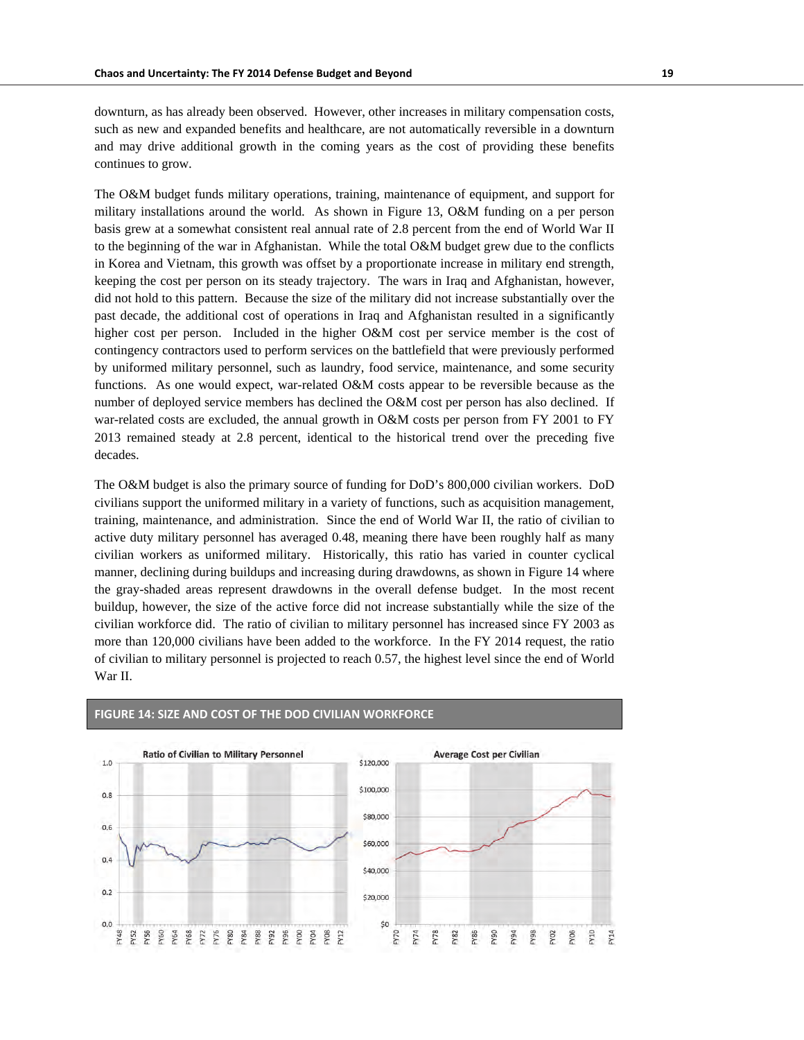downturn, as has already been observed. However, other increases in military compensation costs, such as new and expanded benefits and healthcare, are not automatically reversible in a downturn and may drive additional growth in the coming years as the cost of providing these benefits continues to grow.

The O&M budget funds military operations, training, maintenance of equipment, and support for military installations around the world. As shown in Figure 13, O&M funding on a per person basis grew at a somewhat consistent real annual rate of 2.8 percent from the end of World War II to the beginning of the war in Afghanistan. While the total O&M budget grew due to the conflicts in Korea and Vietnam, this growth was offset by a proportionate increase in military end strength, keeping the cost per person on its steady trajectory. The wars in Iraq and Afghanistan, however, did not hold to this pattern. Because the size of the military did not increase substantially over the past decade, the additional cost of operations in Iraq and Afghanistan resulted in a significantly higher cost per person. Included in the higher O&M cost per service member is the cost of contingency contractors used to perform services on the battlefield that were previously performed by uniformed military personnel, such as laundry, food service, maintenance, and some security functions. As one would expect, war-related O&M costs appear to be reversible because as the number of deployed service members has declined the O&M cost per person has also declined. If war-related costs are excluded, the annual growth in O&M costs per person from FY 2001 to FY 2013 remained steady at 2.8 percent, identical to the historical trend over the preceding five decades.

The O&M budget is also the primary source of funding for DoD's 800,000 civilian workers. DoD civilians support the uniformed military in a variety of functions, such as acquisition management, training, maintenance, and administration. Since the end of World War II, the ratio of civilian to active duty military personnel has averaged 0.48, meaning there have been roughly half as many civilian workers as uniformed military. Historically, this ratio has varied in counter cyclical manner, declining during buildups and increasing during drawdowns, as shown in Figure 14 where the gray-shaded areas represent drawdowns in the overall defense budget. In the most recent buildup, however, the size of the active force did not increase substantially while the size of the civilian workforce did. The ratio of civilian to military personnel has increased since FY 2003 as more than 120,000 civilians have been added to the workforce. In the FY 2014 request, the ratio of civilian to military personnel is projected to reach 0.57, the highest level since the end of World War II.

**FIGURE 14: SIZE AND COST OF THE DOD CIVILIAN WORKFORCE**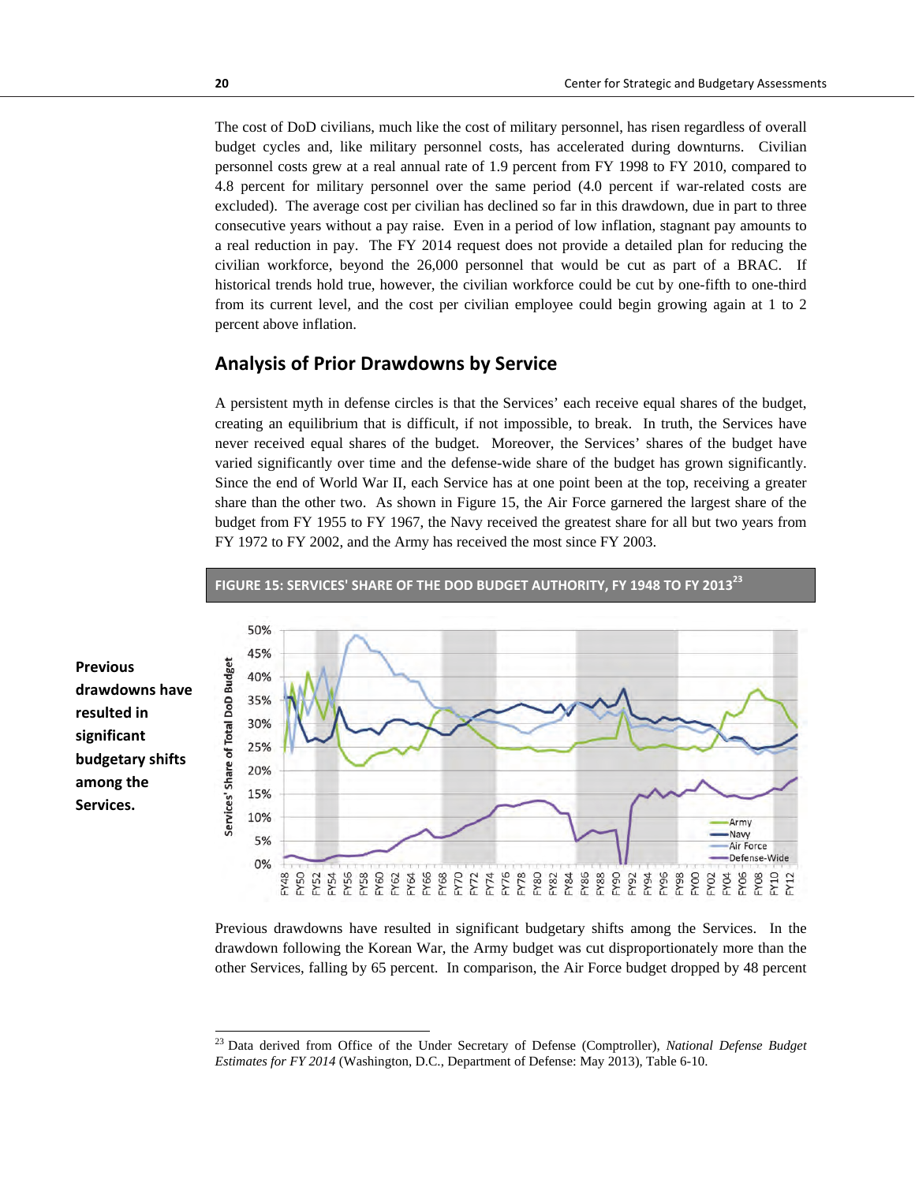The cost of DoD civilians, much like the cost of military personnel, has risen regardless of overall budget cycles and, like military personnel costs, has accelerated during downturns. Civilian personnel costs grew at a real annual rate of 1.9 percent from FY 1998 to FY 2010, compared to 4.8 percent for military personnel over the same period (4.0 percent if war-related costs are excluded). The average cost per civilian has declined so far in this drawdown, due in part to three consecutive years without a pay raise. Even in a period of low inflation, stagnant pay amounts to a real reduction in pay. The FY 2014 request does not provide a detailed plan for reducing the civilian workforce, beyond the 26,000 personnel that would be cut as part of a BRAC. If historical trends hold true, however, the civilian workforce could be cut by one-fifth to one-third from its current level, and the cost per civilian employee could begin growing again at 1 to 2 percent above inflation.

## Analysis of Prior Drawdowns by Service

A persistent myth in defense circles is that the Services' each receive equal shares of the budget, creating an equilibrium that is difficult, if not impossible, to break. In truth, the Services have never received equal shares of the budget. Moreover, the Services' shares of the budget have varied significantly over time and the defense-wide share of the budget has grown significantly. Since the end of World War II, each Service has at one point been at the top, receiving a greater share than the other two. As shown in Figure 15, the Air Force garnered the largest share of the budget from FY 1955 to FY 1967, the Navy received the greatest share for all but two years from FY 1972 to FY 2002, and the Army has received the most since FY 2003.

**FIGURE 15: SERVICES' SHARE OF THE DOD BUDGET AUTHORITY, FY 1948 TO FY 2013**[23]

**Previous drawdowns have resulted in significant budgetary shifts among the Services.**

Previous drawdowns have resulted in significant budgetary shifts among the Services. In the drawdown following the Korean War, the Army budget was cut disproportionately more than the other Services, falling by 65 percent. In comparison, the Air Force budget dropped by 48 percent

[23] Data derived from Office of the Under Secretary of Defense (Comptroller), *National Defense Budget Estimates for FY 2014* (Washington, D.C., Department of Defense: May 2013), Table 6-10.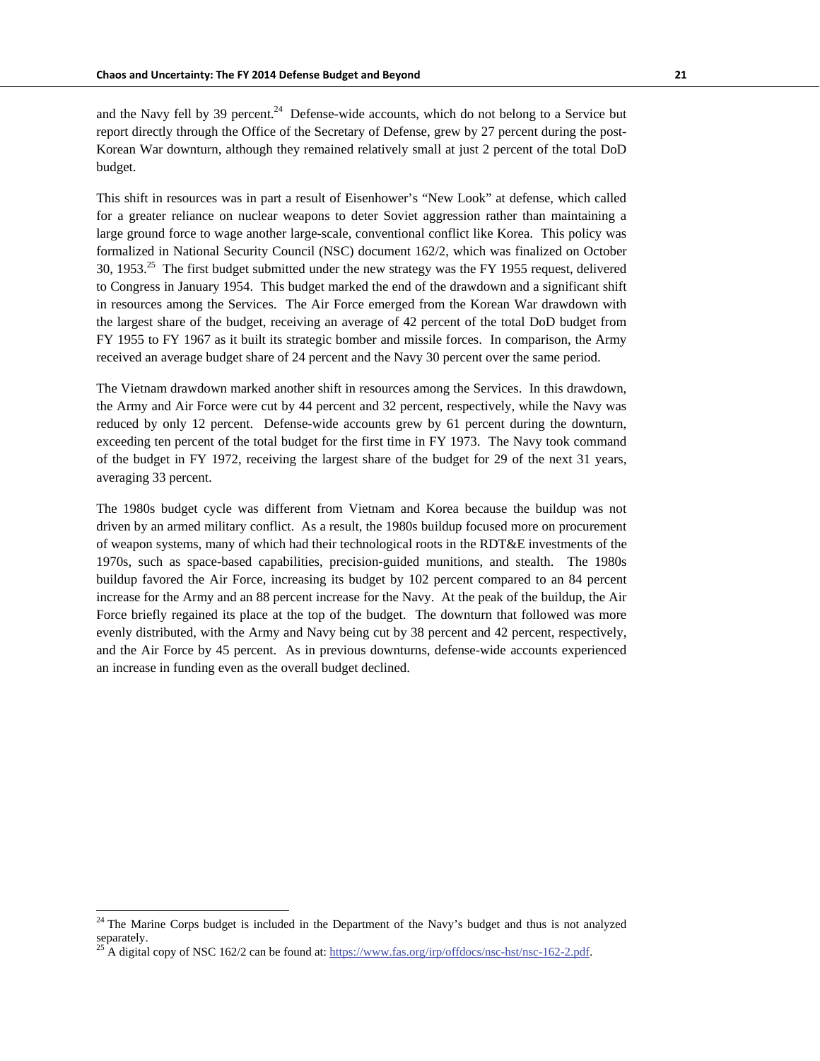and the Navy fell by 39 percent.[24] Defense-wide accounts, which do not belong to a Service but report directly through the Office of the Secretary of Defense, grew by 27 percent during the post-Korean War downturn, although they remained relatively small at just 2 percent of the total DoD budget.

This shift in resources was in part a result of Eisenhower's "New Look" at defense, which called for a greater reliance on nuclear weapons to deter Soviet aggression rather than maintaining a large ground force to wage another large-scale, conventional conflict like Korea. This policy was formalized in National Security Council (NSC) document 162/2, which was finalized on October 30, 1953.[25] The first budget submitted under the new strategy was the FY 1955 request, delivered to Congress in January 1954. This budget marked the end of the drawdown and a significant shift in resources among the Services. The Air Force emerged from the Korean War drawdown with the largest share of the budget, receiving an average of 42 percent of the total DoD budget from FY 1955 to FY 1967 as it built its strategic bomber and missile forces. In comparison, the Army received an average budget share of 24 percent and the Navy 30 percent over the same period.

The Vietnam drawdown marked another shift in resources among the Services. In this drawdown, the Army and Air Force were cut by 44 percent and 32 percent, respectively, while the Navy was reduced by only 12 percent. Defense-wide accounts grew by 61 percent during the downturn, exceeding ten percent of the total budget for the first time in FY 1973. The Navy took command of the budget in FY 1972, receiving the largest share of the budget for 29 of the next 31 years, averaging 33 percent.

The 1980s budget cycle was different from Vietnam and Korea because the buildup was not driven by an armed military conflict. As a result, the 1980s buildup focused more on procurement of weapon systems, many of which had their technological roots in the RDT&E investments of the 1970s, such as space-based capabilities, precision-guided munitions, and stealth. The 1980s buildup favored the Air Force, increasing its budget by 102 percent compared to an 84 percent increase for the Army and an 88 percent increase for the Navy. At the peak of the buildup, the Air Force briefly regained its place at the top of the budget. The downturn that followed was more evenly distributed, with the Army and Navy being cut by 38 percent and 42 percent, respectively, and the Air Force by 45 percent. As in previous downturns, defense-wide accounts experienced an increase in funding even as the overall budget declined.

---

[24] The Marine Corps budget is included in the Department of the Navy's budget and thus is not analyzed separately.

[25] A digital copy of NSC 162/2 can be found at: https://www.fas.org/irp/offdocs/nsc-hst/nsc-162-2.pdf.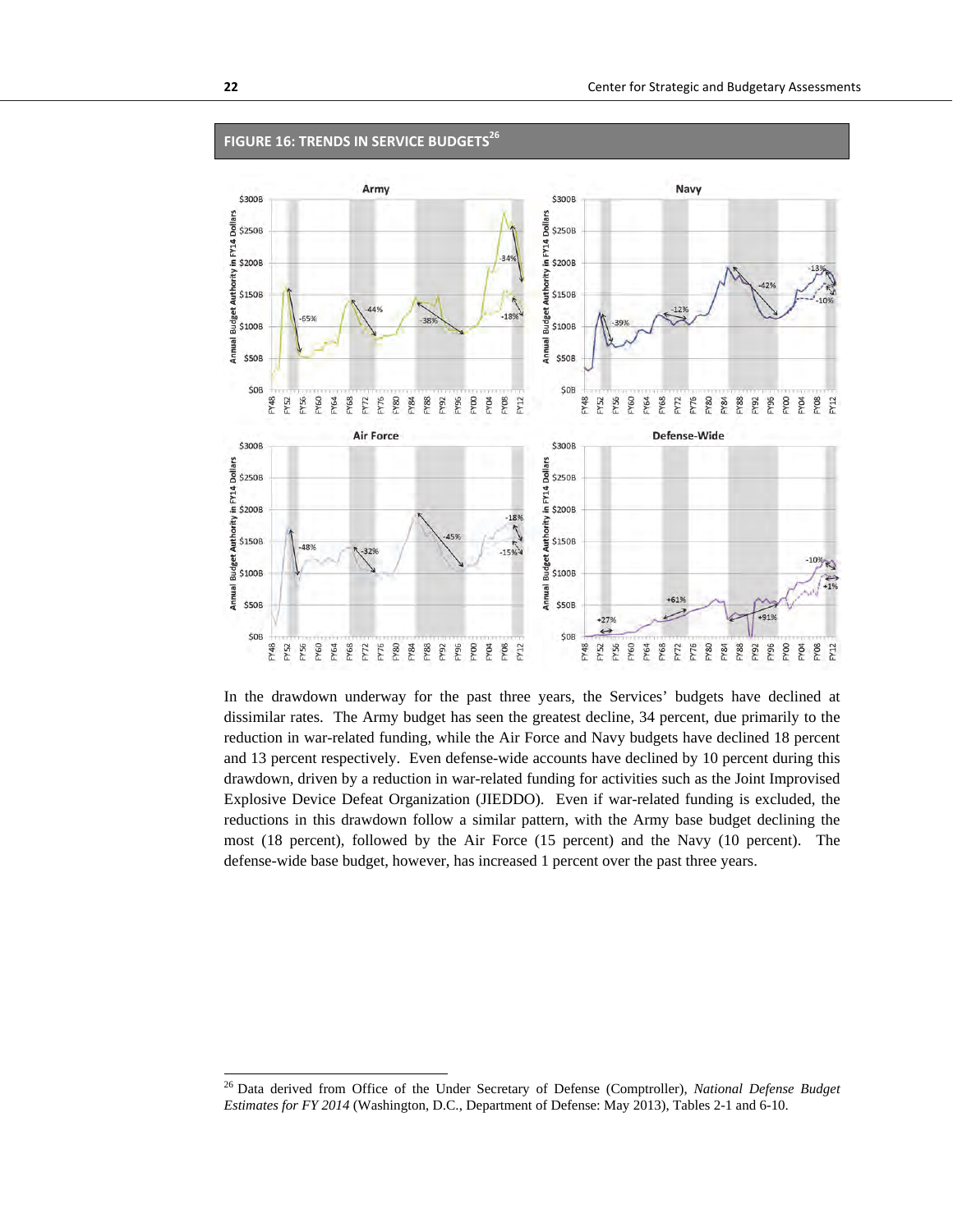**FIGURE 16: TRENDS IN SERVICE BUDGETS**[26]

In the drawdown underway for the past three years, the Services' budgets have declined at dissimilar rates. The Army budget has seen the greatest decline, 34 percent, due primarily to the reduction in war-related funding, while the Air Force and Navy budgets have declined 18 percent and 13 percent respectively. Even defense-wide accounts have declined by 10 percent during this drawdown, driven by a reduction in war-related funding for activities such as the Joint Improvised Explosive Device Defeat Organization (JIEDDO). Even if war-related funding is excluded, the reductions in this drawdown follow a similar pattern, with the Army base budget declining the most (18 percent), followed by the Air Force (15 percent) and the Navy (10 percent). The defense-wide base budget, however, has increased 1 percent over the past three years.

---

[26] Data derived from Office of the Under Secretary of Defense (Comptroller), *National Defense Budget Estimates for FY 2014* (Washington, D.C., Department of Defense: May 2013), Tables 2-1 and 6-10.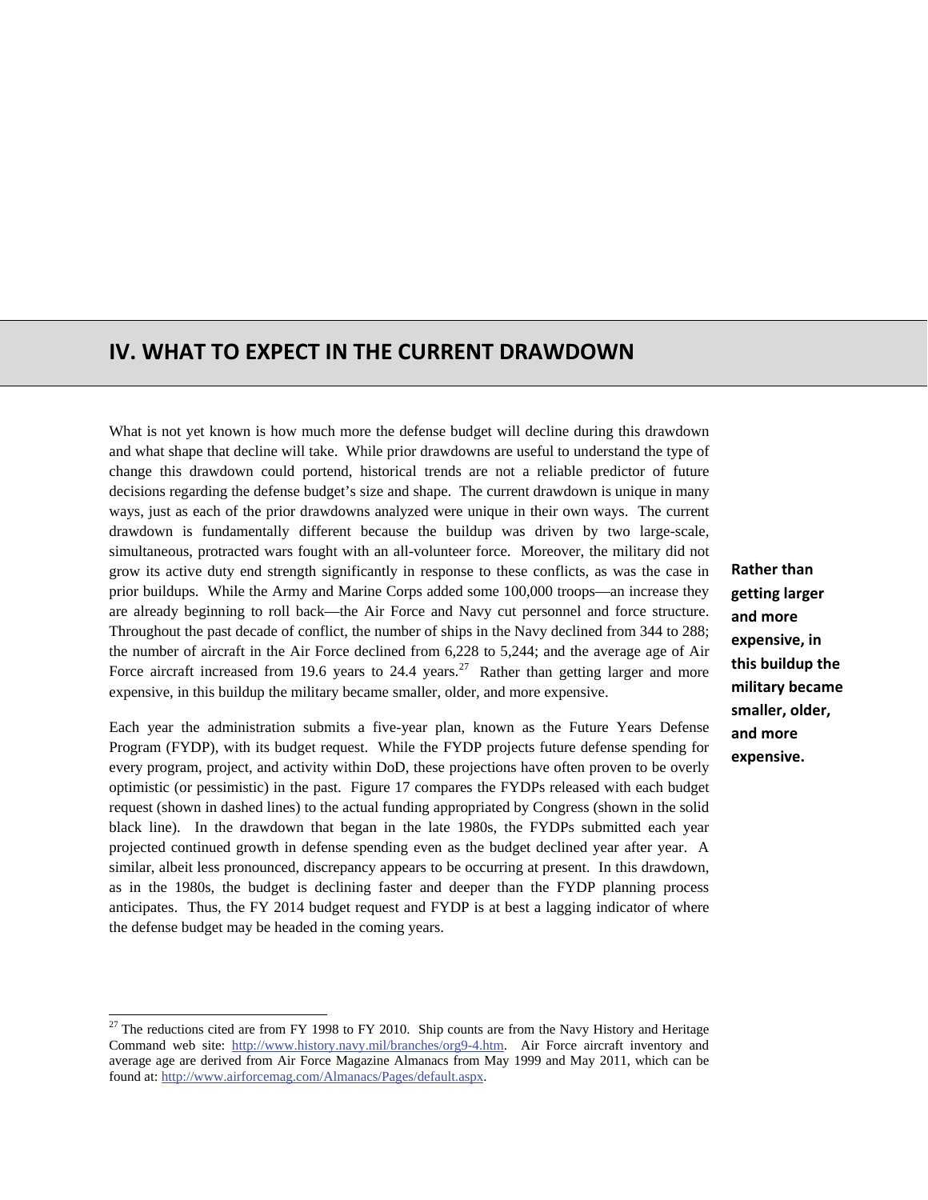# IV. WHAT TO EXPECT IN THE CURRENT DRAWDOWN

What is not yet known is how much more the defense budget will decline during this drawdown and what shape that decline will take. While prior drawdowns are useful to understand the type of change this drawdown could portend, historical trends are not a reliable predictor of future decisions regarding the defense budget's size and shape. The current drawdown is unique in many ways, just as each of the prior drawdowns analyzed were unique in their own ways. The current drawdown is fundamentally different because the buildup was driven by two large-scale, simultaneous, protracted wars fought with an all-volunteer force. Moreover, the military did not grow its active duty end strength significantly in response to these conflicts, as was the case in prior buildups. While the Army and Marine Corps added some 100,000 troops—an increase they are already beginning to roll back—the Air Force and Navy cut personnel and force structure. Throughout the past decade of conflict, the number of ships in the Navy declined from 344 to 288; the number of aircraft in the Air Force declined from 6,228 to 5,244; and the average age of Air Force aircraft increased from 19.6 years to 24.4 years.[27] Rather than getting larger and more expensive, in this buildup the military became smaller, older, and more expensive.

**Rather than getting larger and more expensive, in this buildup the military became smaller, older, and more expensive.**

Each year the administration submits a five-year plan, known as the Future Years Defense Program (FYDP), with its budget request. While the FYDP projects future defense spending for every program, project, and activity within DoD, these projections have often proven to be overly optimistic (or pessimistic) in the past. Figure 17 compares the FYDPs released with each budget request (shown in dashed lines) to the actual funding appropriated by Congress (shown in the solid black line). In the drawdown that began in the late 1980s, the FYDPs submitted each year projected continued growth in defense spending even as the budget declined year after year. A similar, albeit less pronounced, discrepancy appears to be occurring at present. In this drawdown, as in the 1980s, the budget is declining faster and deeper than the FYDP planning process anticipates. Thus, the FY 2014 budget request and FYDP is at best a lagging indicator of where the defense budget may be headed in the coming years.

[27] The reductions cited are from FY 1998 to FY 2010. Ship counts are from the Navy History and Heritage Command web site: http://www.history.navy.mil/branches/org9-4.htm. Air Force aircraft inventory and average age are derived from Air Force Magazine Almanacs from May 1999 and May 2011, which can be found at: http://www.airforcemag.com/Almanacs/Pages/default.aspx.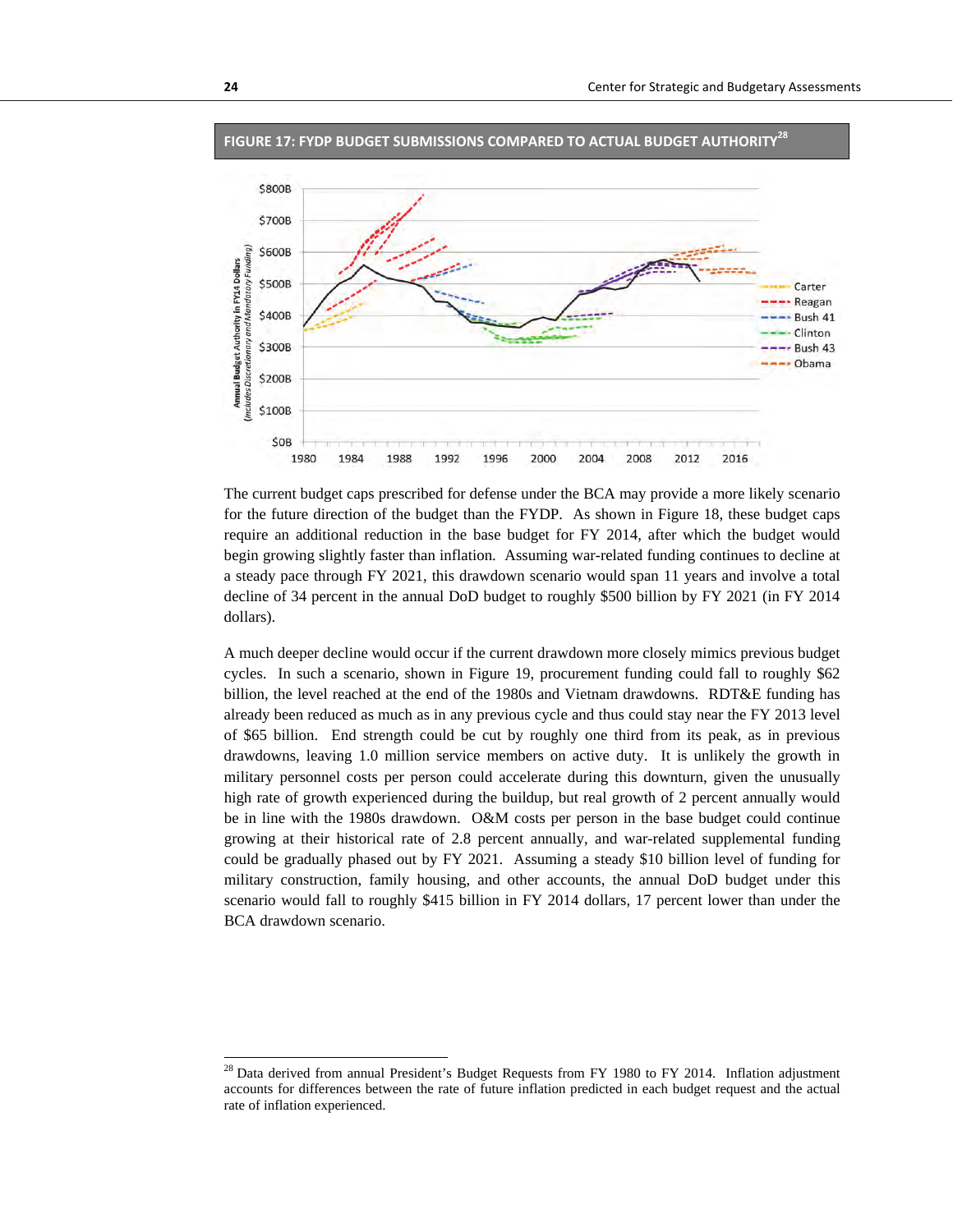**FIGURE 17: FYDP BUDGET SUBMISSIONS COMPARED TO ACTUAL BUDGET AUTHORITY**[28]

The current budget caps prescribed for defense under the BCA may provide a more likely scenario for the future direction of the budget than the FYDP. As shown in Figure 18, these budget caps require an additional reduction in the base budget for FY 2014, after which the budget would begin growing slightly faster than inflation. Assuming war-related funding continues to decline at a steady pace through FY 2021, this drawdown scenario would span 11 years and involve a total decline of 34 percent in the annual DoD budget to roughly $500 billion by FY 2021 (in FY 2014 dollars).

A much deeper decline would occur if the current drawdown more closely mimics previous budget cycles. In such a scenario, shown in Figure 19, procurement funding could fall to roughly $62 billion, the level reached at the end of the 1980s and Vietnam drawdowns. RDT&E funding has already been reduced as much as in any previous cycle and thus could stay near the FY 2013 level of $65 billion. End strength could be cut by roughly one third from its peak, as in previous drawdowns, leaving 1.0 million service members on active duty. It is unlikely the growth in military personnel costs per person could accelerate during this downturn, given the unusually high rate of growth experienced during the buildup, but real growth of 2 percent annually would be in line with the 1980s drawdown. O&M costs per person in the base budget could continue growing at their historical rate of 2.8 percent annually, and war-related supplemental funding could be gradually phased out by FY 2021. Assuming a steady $10 billion level of funding for military construction, family housing, and other accounts, the annual DoD budget under this scenario would fall to roughly $415 billion in FY 2014 dollars, 17 percent lower than under the BCA drawdown scenario.

---

[28] Data derived from annual President's Budget Requests from FY 1980 to FY 2014. Inflation adjustment accounts for differences between the rate of future inflation predicted in each budget request and the actual rate of inflation experienced.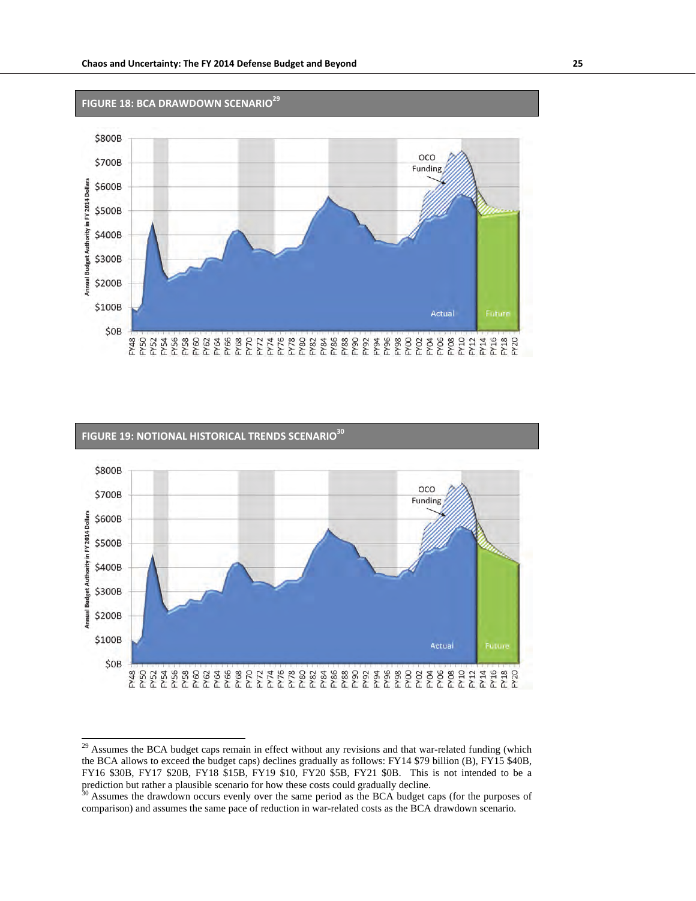## FIGURE 18: BCA DRAWDOWN SCENARIO[29]

## FIGURE 19: NOTIONAL HISTORICAL TRENDS SCENARIO[30]

---

[29] Assumes the BCA budget caps remain in effect without any revisions and that war-related funding (which the BCA allows to exceed the budget caps) declines gradually as follows: FY14 $79 billion (B), FY15 $40B, FY16 $30B, FY17 $20B, FY18 $15B, FY19 $10, FY20 $5B, FY21 $0B. This is not intended to be a prediction but rather a plausible scenario for how these costs could gradually decline.

[30] Assumes the drawdown occurs evenly over the same period as the BCA budget caps (for the purposes of comparison) and assumes the same pace of reduction in war-related costs as the BCA drawdown scenario.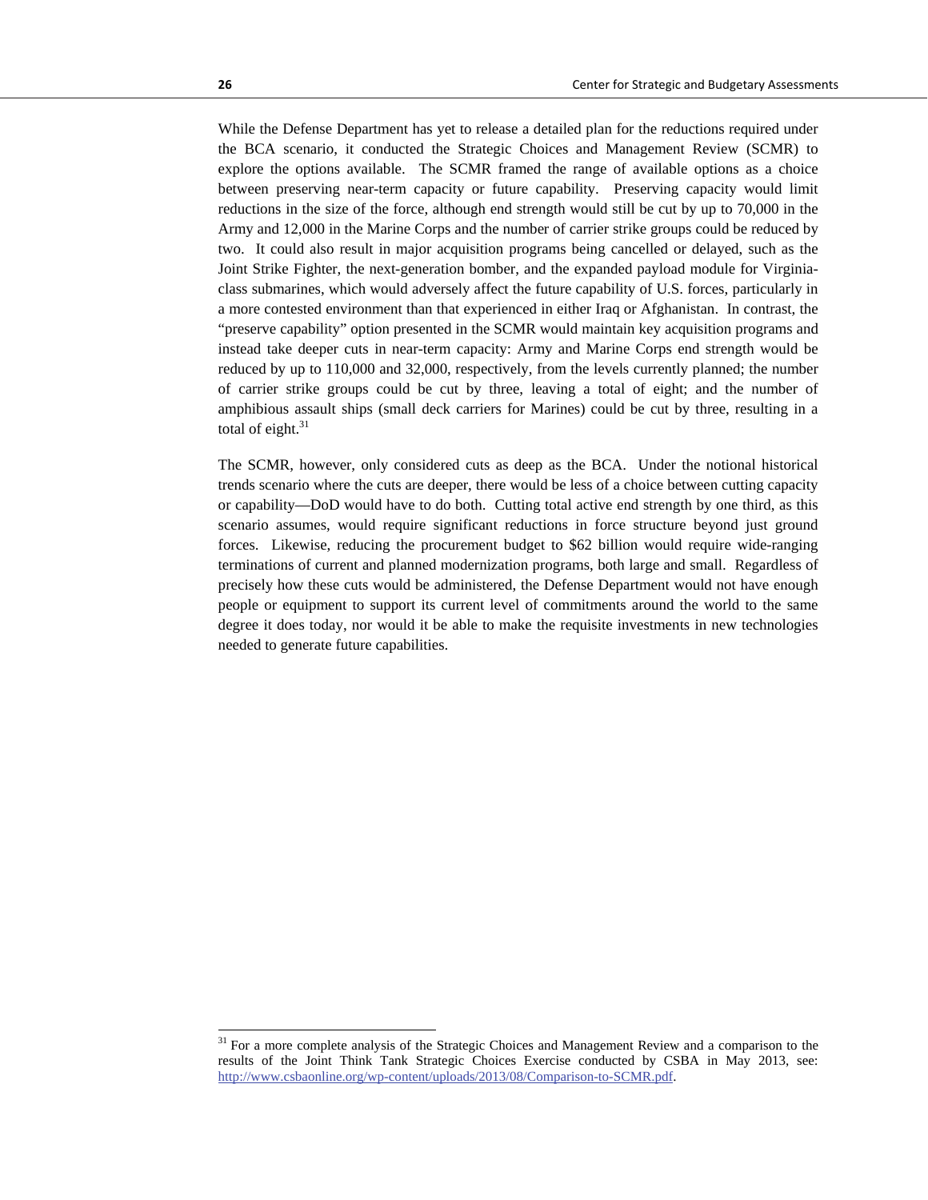While the Defense Department has yet to release a detailed plan for the reductions required under the BCA scenario, it conducted the Strategic Choices and Management Review (SCMR) to explore the options available. The SCMR framed the range of available options as a choice between preserving near-term capacity or future capability. Preserving capacity would limit reductions in the size of the force, although end strength would still be cut by up to 70,000 in the Army and 12,000 in the Marine Corps and the number of carrier strike groups could be reduced by two. It could also result in major acquisition programs being cancelled or delayed, such as the Joint Strike Fighter, the next-generation bomber, and the expanded payload module for Virginia-class submarines, which would adversely affect the future capability of U.S. forces, particularly in a more contested environment than that experienced in either Iraq or Afghanistan. In contrast, the "preserve capability" option presented in the SCMR would maintain key acquisition programs and instead take deeper cuts in near-term capacity: Army and Marine Corps end strength would be reduced by up to 110,000 and 32,000, respectively, from the levels currently planned; the number of carrier strike groups could be cut by three, leaving a total of eight; and the number of amphibious assault ships (small deck carriers for Marines) could be cut by three, resulting in a total of eight.[31]

The SCMR, however, only considered cuts as deep as the BCA. Under the notional historical trends scenario where the cuts are deeper, there would be less of a choice between cutting capacity or capability—DoD would have to do both. Cutting total active end strength by one third, as this scenario assumes, would require significant reductions in force structure beyond just ground forces. Likewise, reducing the procurement budget to $62 billion would require wide-ranging terminations of current and planned modernization programs, both large and small. Regardless of precisely how these cuts would be administered, the Defense Department would not have enough people or equipment to support its current level of commitments around the world to the same degree it does today, nor would it be able to make the requisite investments in new technologies needed to generate future capabilities.

---

[31] For a more complete analysis of the Strategic Choices and Management Review and a comparison to the results of the Joint Think Tank Strategic Choices Exercise conducted by CSBA in May 2013, see: http://www.csbaonline.org/wp-content/uploads/2013/08/Comparison-to-SCMR.pdf.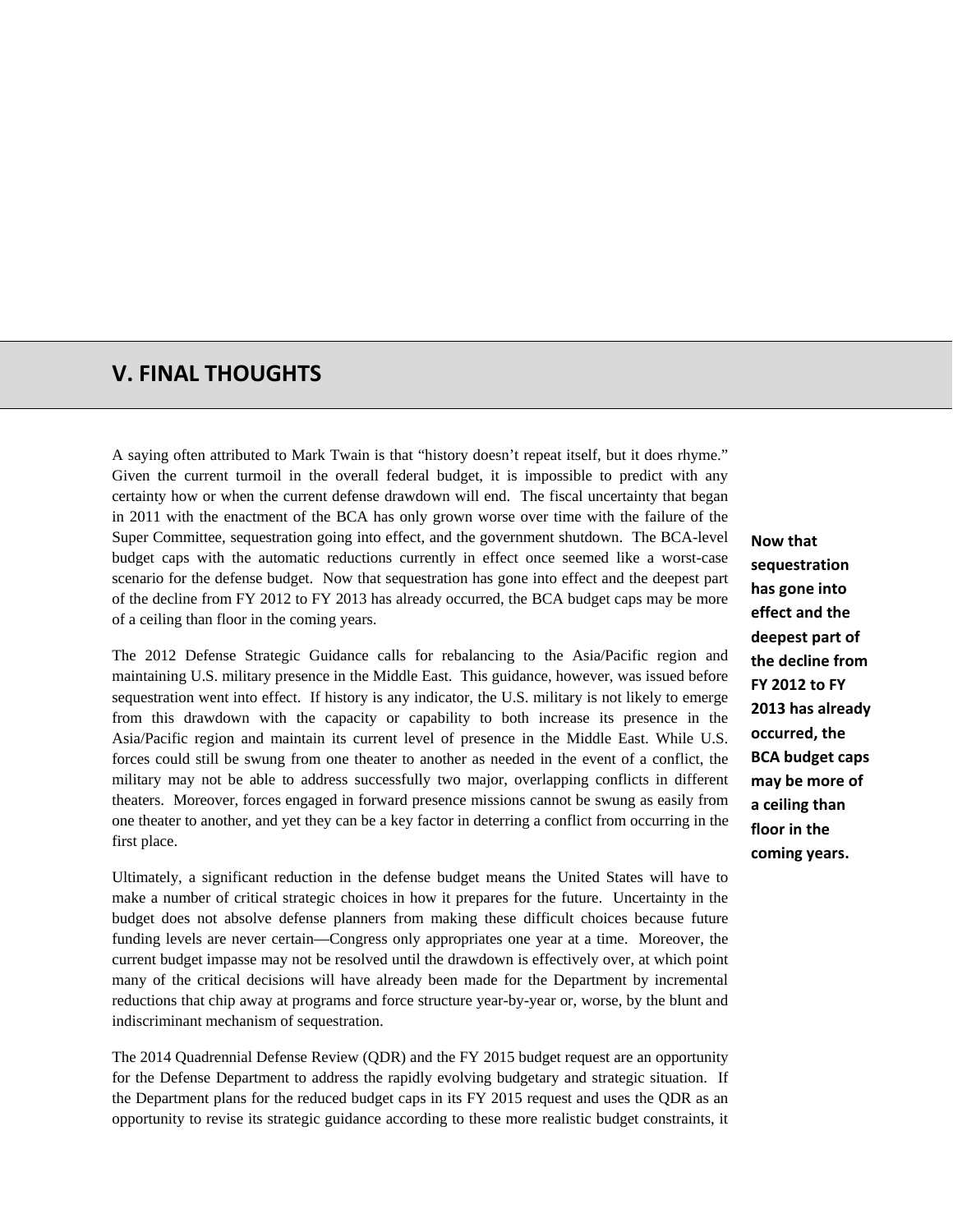## V. FINAL THOUGHTS

A saying often attributed to Mark Twain is that "history doesn't repeat itself, but it does rhyme." Given the current turmoil in the overall federal budget, it is impossible to predict with any certainty how or when the current defense drawdown will end. The fiscal uncertainty that began in 2011 with the enactment of the BCA has only grown worse over time with the failure of the Super Committee, sequestration going into effect, and the government shutdown. The BCA-level budget caps with the automatic reductions currently in effect once seemed like a worst-case scenario for the defense budget. Now that sequestration has gone into effect and the deepest part of the decline from FY 2012 to FY 2013 has already occurred, the BCA budget caps may be more of a ceiling than floor in the coming years.

**Now that sequestration has gone into effect and the deepest part of the decline from FY 2012 to FY 2013 has already occurred, the BCA budget caps may be more of a ceiling than floor in the coming years.**

The 2012 Defense Strategic Guidance calls for rebalancing to the Asia/Pacific region and maintaining U.S. military presence in the Middle East. This guidance, however, was issued before sequestration went into effect. If history is any indicator, the U.S. military is not likely to emerge from this drawdown with the capacity or capability to both increase its presence in the Asia/Pacific region and maintain its current level of presence in the Middle East. While U.S. forces could still be swung from one theater to another as needed in the event of a conflict, the military may not be able to address successfully two major, overlapping conflicts in different theaters. Moreover, forces engaged in forward presence missions cannot be swung as easily from one theater to another, and yet they can be a key factor in deterring a conflict from occurring in the first place.

Ultimately, a significant reduction in the defense budget means the United States will have to make a number of critical strategic choices in how it prepares for the future. Uncertainty in the budget does not absolve defense planners from making these difficult choices because future funding levels are never certain—Congress only appropriates one year at a time. Moreover, the current budget impasse may not be resolved until the drawdown is effectively over, at which point many of the critical decisions will have already been made for the Department by incremental reductions that chip away at programs and force structure year-by-year or, worse, by the blunt and indiscriminant mechanism of sequestration.

The 2014 Quadrennial Defense Review (QDR) and the FY 2015 budget request are an opportunity for the Defense Department to address the rapidly evolving budgetary and strategic situation. If the Department plans for the reduced budget caps in its FY 2015 request and uses the QDR as an opportunity to revise its strategic guidance according to these more realistic budget constraints, it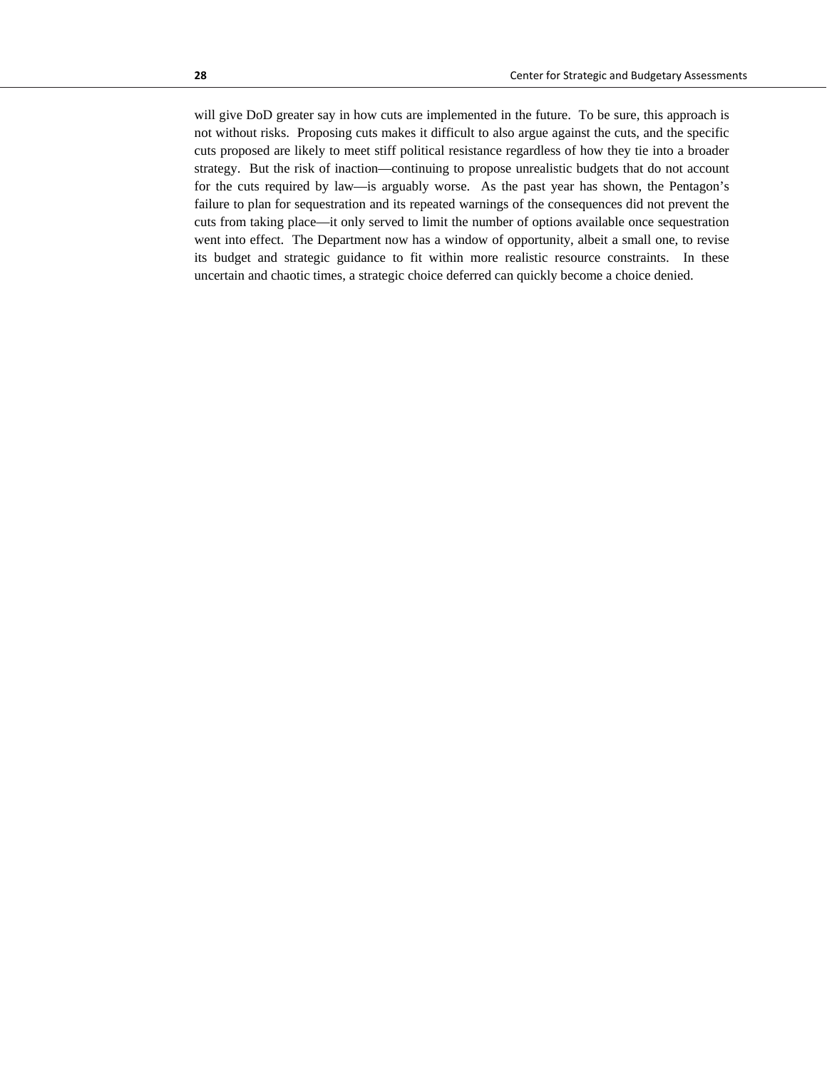will give DoD greater say in how cuts are implemented in the future. To be sure, this approach is not without risks. Proposing cuts makes it difficult to also argue against the cuts, and the specific cuts proposed are likely to meet stiff political resistance regardless of how they tie into a broader strategy. But the risk of inaction—continuing to propose unrealistic budgets that do not account for the cuts required by law—is arguably worse. As the past year has shown, the Pentagon's failure to plan for sequestration and its repeated warnings of the consequences did not prevent the cuts from taking place—it only served to limit the number of options available once sequestration went into effect. The Department now has a window of opportunity, albeit a small one, to revise its budget and strategic guidance to fit within more realistic resource constraints. In these uncertain and chaotic times, a strategic choice deferred can quickly become a choice denied.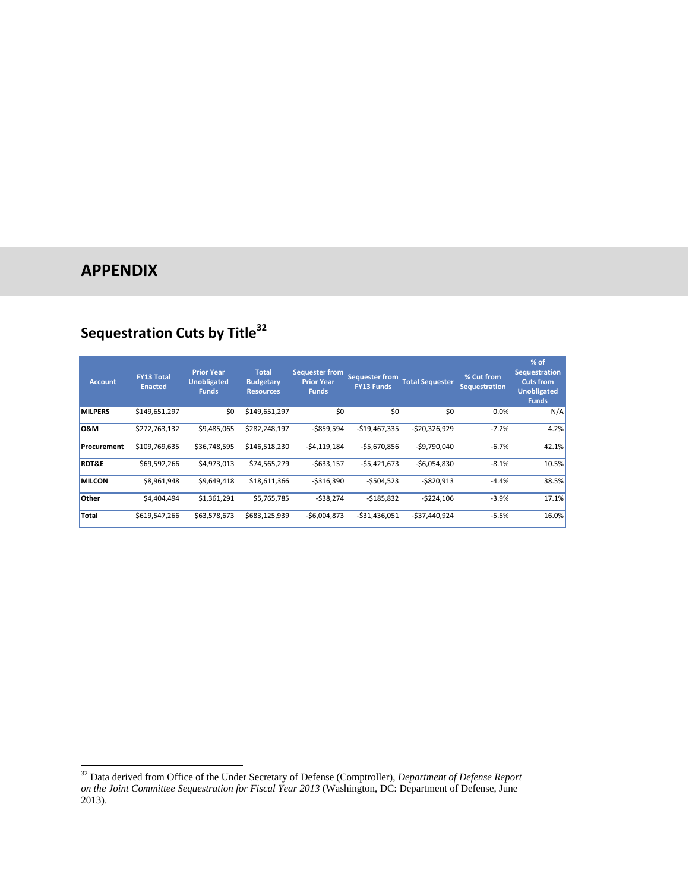# APPENDIX

## Sequestration Cuts by Title[32]

| Account | FY13 Total Enacted | Prior Year Unobligated Funds | Total Budgetary Resources | Sequester from Prior Year Funds | Sequester from FY13 Funds | Total Sequester | % Cut from Sequestration | % of Sequestration Cuts from Unobligated Funds |
|---|---|---|---|---|---|---|---|---|
| **MILPERS** | $149,651,297 | $0 | $149,651,297 | $0 | $0 | $0 | 0.0% | N/A |
| **O&M** | $272,763,132 | $9,485,065 | $282,248,197 | -$859,594 | -$19,467,335 | -$20,326,929 | -7.2% | 4.2% |
| **Procurement** | $109,769,635 | $36,748,595 | $146,518,230 | -$4,119,184 | -$5,670,856 | -$9,790,040 | -6.7% | 42.1% |
| **RDT&E** | $69,592,266 | $4,973,013 | $74,565,279 | -$633,157 | -$5,421,673 | -$6,054,830 | -8.1% | 10.5% |
| **MILCON** | $8,961,948 | $9,649,418 | $18,611,366 | -$316,390 | -$504,523 | -$820,913 | -4.4% | 38.5% |
| **Other** | $4,404,494 | $1,361,291 | $5,765,785 | -$38,274 | -$185,832 | -$224,106 | -3.9% | 17.1% |
| **Total** | $619,547,266 | $63,578,673 | $683,125,939 | -$6,004,873 | -$31,436,051 | -$37,440,924 | -5.5% | 16.0% |

[32] Data derived from Office of the Under Secretary of Defense (Comptroller), *Department of Defense Report on the Joint Committee Sequestration for Fiscal Year 2013* (Washington, DC: Department of Defense, June 2013).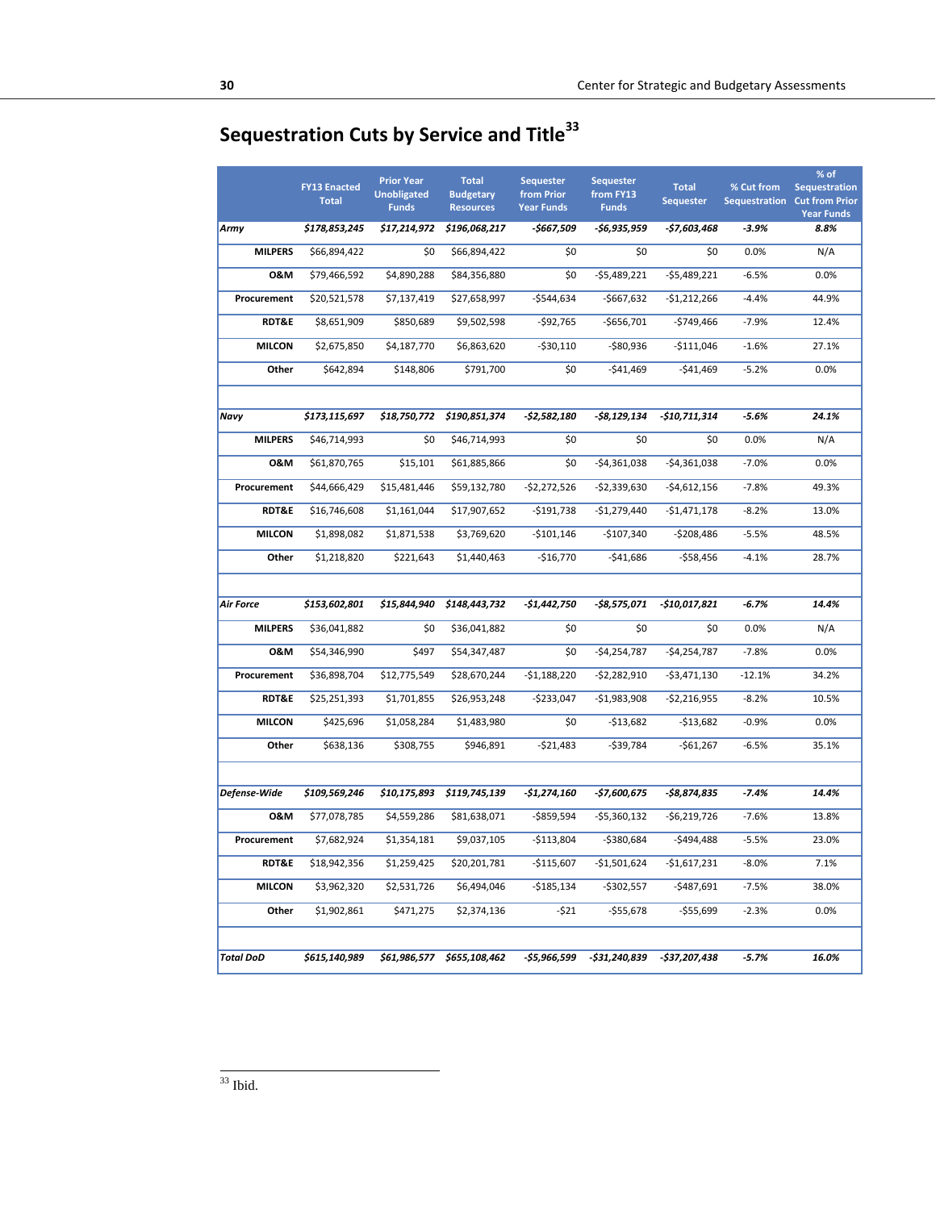## Sequestration Cuts by Service and Title[33]

| | FY13 Enacted Total | Prior Year Unobligated Funds | Total Budgetary Resources | Sequester from Prior Year Funds | Sequester from FY13 Funds | Total Sequester | % Cut from Sequestration | % of Sequestration Cut from Prior Year Funds |
|---|---|---|---|---|---|---|---|---|
| ***Army*** | ***$178,853,245*** | ***$17,214,972*** | ***$196,068,217*** | ***-$667,509*** | ***-$6,935,959*** | ***-$7,603,468*** | ***-3.9%*** | ***8.8%*** |
| **MILPERS** | $66,894,422 | $0 | $66,894,422 | $0 | $0 | $0 | 0.0% | N/A |
| **O&M** | $79,466,592 | $4,890,288 | $84,356,880 | $0 | -$5,489,221 | -$5,489,221 | -6.5% | 0.0% |
| **Procurement** | $20,521,578 | $7,137,419 | $27,658,997 | -$544,634 | -$667,632 | -$1,212,266 | -4.4% | 44.9% |
| **RDT&E** | $8,651,909 | $850,689 | $9,502,598 | -$92,765 | -$656,701 | -$749,466 | -7.9% | 12.4% |
| **MILCON** | $2,675,850 | $4,187,770 | $6,863,620 | -$30,110 | -$80,936 | -$111,046 | -1.6% | 27.1% |
| **Other** | $642,894 | $148,806 | $791,700 | $0 | -$41,469 | -$41,469 | -5.2% | 0.0% |
| | | | | | | | | |
| ***Navy*** | ***$173,115,697*** | ***$18,750,772*** | ***$190,851,374*** | ***-$2,582,180*** | ***-$8,129,134*** | ***-$10,711,314*** | ***-5.6%*** | ***24.1%*** |
| **MILPERS** | $46,714,993 | $0 | $46,714,993 | $0 | $0 | $0 | 0.0% | N/A |
| **O&M** | $61,870,765 | $15,101 | $61,885,866 | $0 | -$4,361,038 | -$4,361,038 | -7.0% | 0.0% |
| **Procurement** | $44,666,429 | $15,481,446 | $59,132,780 | -$2,272,526 | -$2,339,630 | -$4,612,156 | -7.8% | 49.3% |
| **RDT&E** | $16,746,608 | $1,161,044 | $17,907,652 | -$191,738 | -$1,279,440 | -$1,471,178 | -8.2% | 13.0% |
| **MILCON** | $1,898,082 | $1,871,538 | $3,769,620 | -$101,146 | -$107,340 | -$208,486 | -5.5% | 48.5% |
| **Other** | $1,218,820 | $221,643 | $1,440,463 | -$16,770 | -$41,686 | -$58,456 | -4.1% | 28.7% |
| | | | | | | | | |
| ***Air Force*** | ***$153,602,801*** | ***$15,844,940*** | ***$148,443,732*** | ***-$1,442,750*** | ***-$8,575,071*** | ***-$10,017,821*** | ***-6.7%*** | ***14.4%*** |
| **MILPERS** | $36,041,882 | $0 | $36,041,882 | $0 | $0 | $0 | 0.0% | N/A |
| **O&M** | $54,346,990 | $497 | $54,347,487 | $0 | -$4,254,787 | -$4,254,787 | -7.8% | 0.0% |
| **Procurement** | $36,898,704 | $12,775,549 | $28,670,244 | -$1,188,220 | -$2,282,910 | -$3,471,130 | -12.1% | 34.2% |
| **RDT&E** | $25,251,393 | $1,701,855 | $26,953,248 | -$233,047 | -$1,983,908 | -$2,216,955 | -8.2% | 10.5% |
| **MILCON** | $425,696 | $1,058,284 | $1,483,980 | $0 | -$13,682 | -$13,682 | -0.9% | 0.0% |
| **Other** | $638,136 | $308,755 | $946,891 | -$21,483 | -$39,784 | -$61,267 | -6.5% | 35.1% |
| | | | | | | | | |
| ***Defense-Wide*** | ***$109,569,246*** | ***$10,175,893*** | ***$119,745,139*** | ***-$1,274,160*** | ***-$7,600,675*** | ***-$8,874,835*** | ***-7.4%*** | ***14.4%*** |
| **O&M** | $77,078,785 | $4,559,286 | $81,638,071 | -$859,594 | -$5,360,132 | -$6,219,726 | -7.6% | 13.8% |
| **Procurement** | $7,682,924 | $1,354,181 | $9,037,105 | -$113,804 | -$380,684 | -$494,488 | -5.5% | 23.0% |
| **RDT&E** | $18,942,356 | $1,259,425 | $20,201,781 | -$115,607 | -$1,501,624 | -$1,617,231 | -8.0% | 7.1% |
| **MILCON** | $3,962,320 | $2,531,726 | $6,494,046 | -$185,134 | -$302,557 | -$487,691 | -7.5% | 38.0% |
| **Other** | $1,902,861 | $471,275 | $2,374,136 | -$21 | -$55,678 | -$55,699 | -2.3% | 0.0% |
| | | | | | | | | |
| ***Total DoD*** | ***$615,140,989*** | ***$61,986,577*** | ***$655,108,462*** | ***-$5,966,599*** | ***-$31,240,839*** | ***-$37,207,438*** | ***-5.7%*** | ***16.0%*** |

---

[33] Ibid.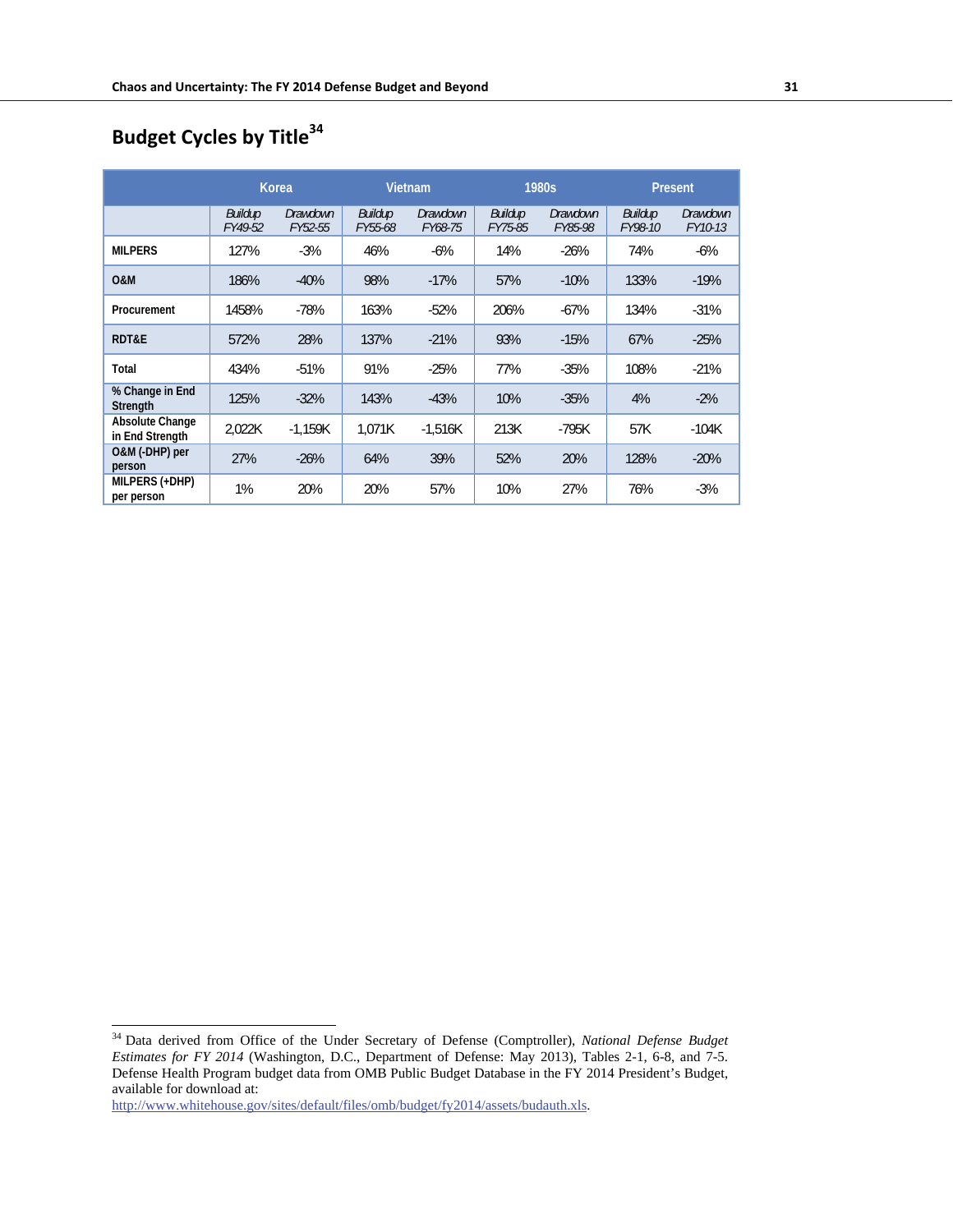## Budget Cycles by Title[34]

| | Korea | | Vietnam | | 1980s | | Present | |
|---|---|---|---|---|---|---|---|---|
| | *Buildup FY49-52* | *Drawdown FY52-55* | *Buildup FY55-68* | *Drawdown FY68-75* | *Buildup FY75-85* | *Drawdown FY85-98* | *Buildup FY98-10* | *Drawdown FY10-13* |
| **MILPERS** | 127% | -3% | 46% | -6% | 14% | -26% | 74% | -6% |
| **O&M** | 186% | -40% | 98% | -17% | 57% | -10% | 133% | -19% |
| **Procurement** | 1458% | -78% | 163% | -52% | 206% | -67% | 134% | -31% |
| **RDT&E** | 572% | 28% | 137% | -21% | 93% | -15% | 67% | -25% |
| **Total** | 434% | -51% | 91% | -25% | 77% | -35% | 108% | -21% |
| **% Change in End Strength** | 125% | -32% | 143% | -43% | 10% | -35% | 4% | -2% |
| **Absolute Change in End Strength** | 2,022K | -1,159K | 1,071K | -1,516K | 213K | -795K | 57K | -104K |
| **O&M (-DHP) per person** | 27% | -26% | 64% | 39% | 52% | 20% | 128% | -20% |
| **MILPERS (+DHP) per person** | 1% | 20% | 20% | 57% | 10% | 27% | 76% | -3% |

[34] Data derived from Office of the Under Secretary of Defense (Comptroller), *National Defense Budget Estimates for FY 2014* (Washington, D.C., Department of Defense: May 2013), Tables 2-1, 6-8, and 7-5. Defense Health Program budget data from OMB Public Budget Database in the FY 2014 President's Budget, available for download at: http://www.whitehouse.gov/sites/default/files/omb/budget/fy2014/assets/budauth.xls.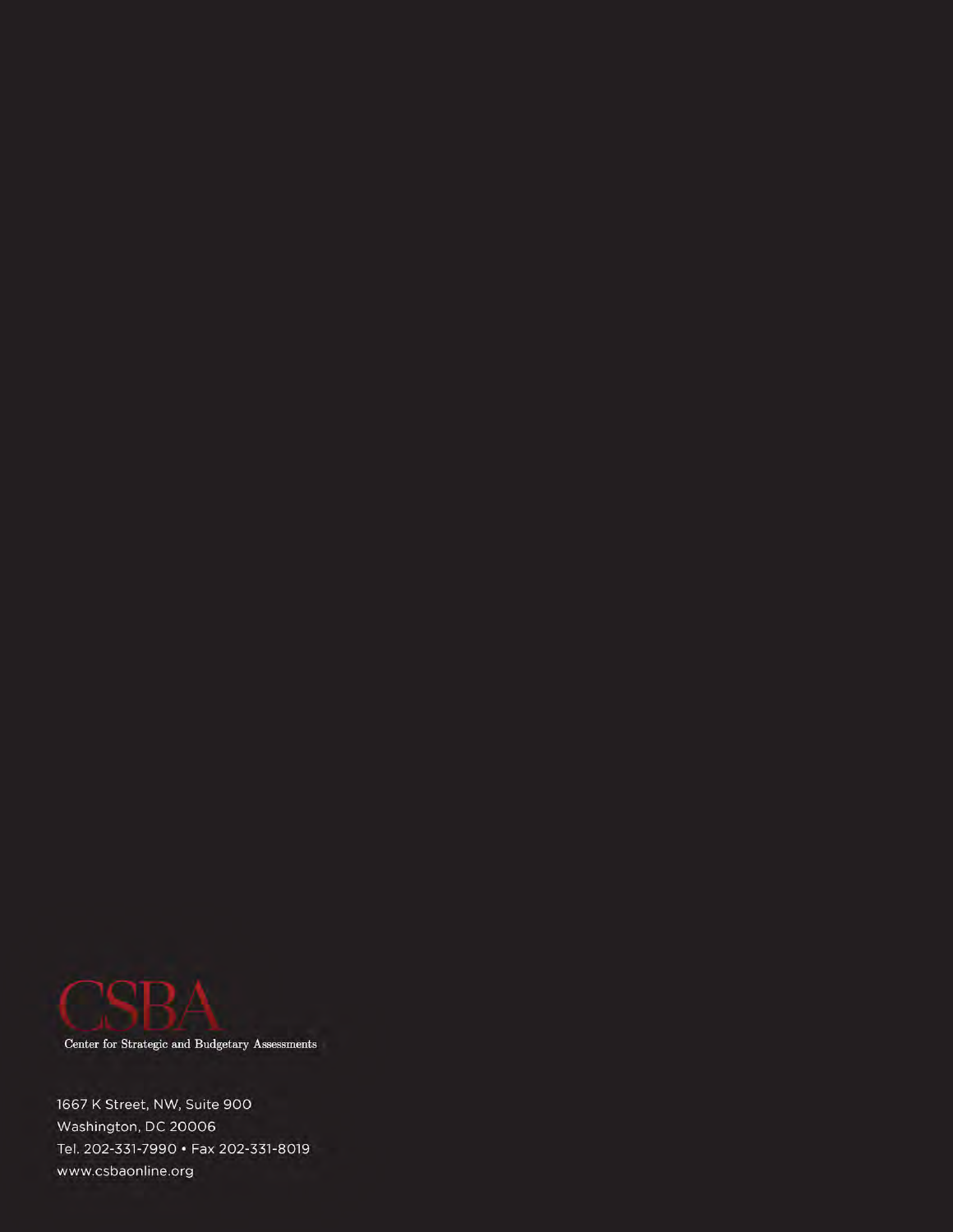CSBA

Center for Strategic and Budgetary Assessments

1667 K Street, NW, Suite 900
Washington, DC 20006
Tel. 202-331-7990 • Fax 202-331-8019
www.csbaonline.org